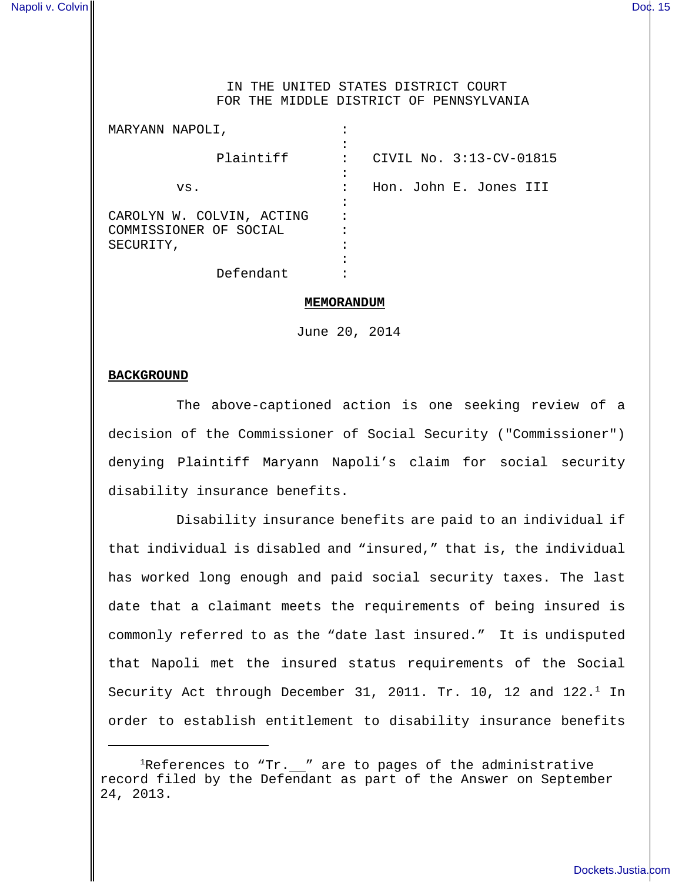IN THE UNITED STATES DISTRICT COURT
FOR THE MIDDLE DISTRICT OF PENNSYLVANIA

| | | |
|---|---|---|
| MARYANN NAPOLI, | : | |
| Plaintiff | : | CIVIL No. 3:13-CV-01815 |
| vs. | : | Hon. John E. Jones III |
| CAROLYN W. COLVIN, ACTING COMMISSIONER OF SOCIAL SECURITY, | : | |
| Defendant | : | |

**MEMORANDUM**

June 20, 2014

**BACKGROUND**

The above-captioned action is one seeking review of a decision of the Commissioner of Social Security ("Commissioner") denying Plaintiff Maryann Napoli's claim for social security disability insurance benefits.

Disability insurance benefits are paid to an individual if that individual is disabled and "insured," that is, the individual has worked long enough and paid social security taxes. The last date that a claimant meets the requirements of being insured is commonly referred to as the "date last insured." It is undisputed that Napoli met the insured status requirements of the Social Security Act through December 31, 2011. Tr. 10, 12 and 122.[1] In order to establish entitlement to disability insurance benefits

[1]References to "Tr.__" are to pages of the administrative record filed by the Defendant as part of the Answer on September 24, 2013.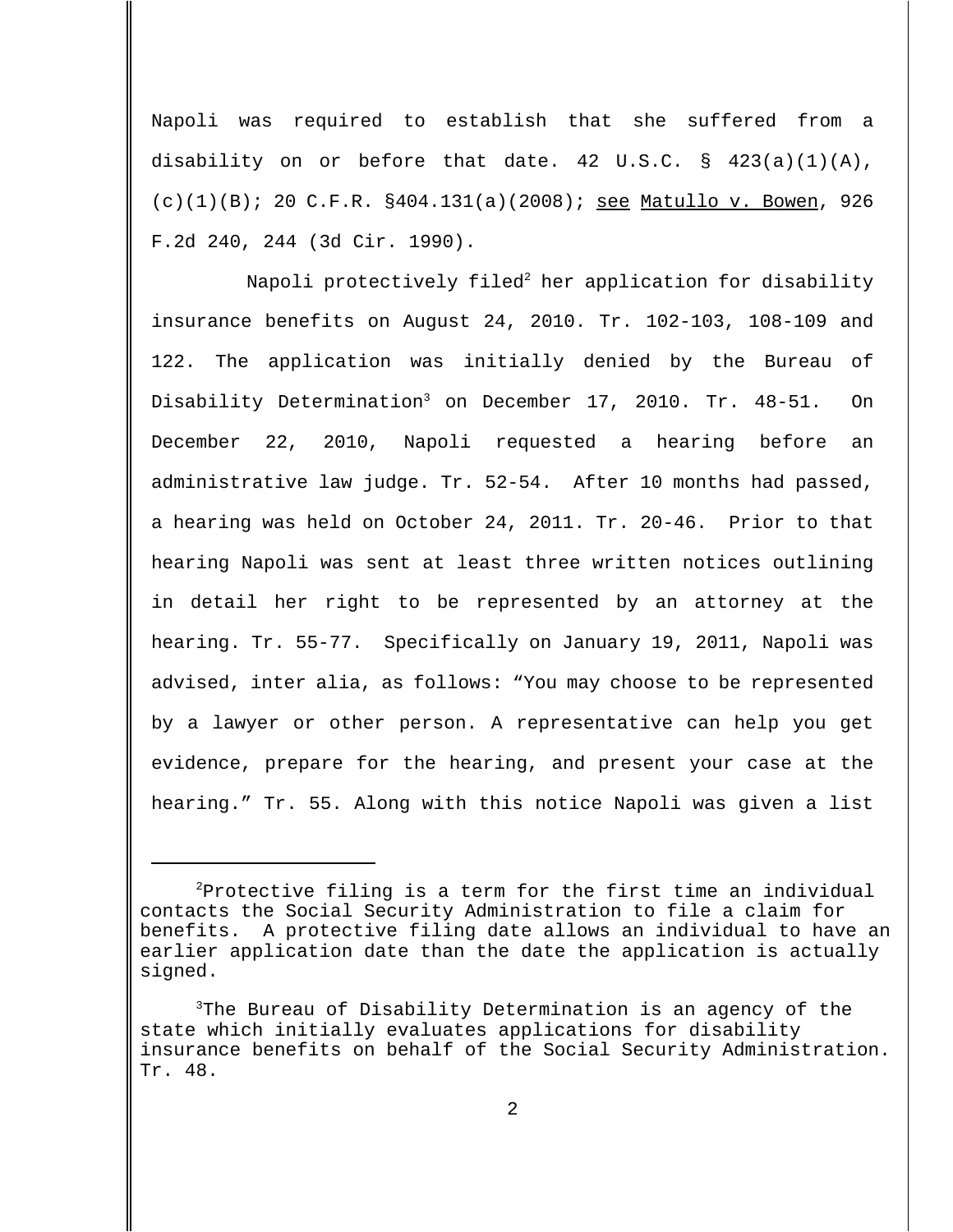Napoli was required to establish that she suffered from a disability on or before that date. 42 U.S.C. § 423(a)(1)(A), (c)(1)(B); 20 C.F.R. §404.131(a)(2008); see Matullo v. Bowen, 926 F.2d 240, 244 (3d Cir. 1990).

Napoli protectively filed[2] her application for disability insurance benefits on August 24, 2010. Tr. 102-103, 108-109 and 122. The application was initially denied by the Bureau of Disability Determination[3] on December 17, 2010. Tr. 48-51. On December 22, 2010, Napoli requested a hearing before an administrative law judge. Tr. 52-54. After 10 months had passed, a hearing was held on October 24, 2011. Tr. 20-46. Prior to that hearing Napoli was sent at least three written notices outlining in detail her right to be represented by an attorney at the hearing. Tr. 55-77. Specifically on January 19, 2011, Napoli was advised, inter alia, as follows: "You may choose to be represented by a lawyer or other person. A representative can help you get evidence, prepare for the hearing, and present your case at the hearing." Tr. 55. Along with this notice Napoli was given a list

---

[2]Protective filing is a term for the first time an individual contacts the Social Security Administration to file a claim for benefits. A protective filing date allows an individual to have an earlier application date than the date the application is actually signed.

[3]The Bureau of Disability Determination is an agency of the state which initially evaluates applications for disability insurance benefits on behalf of the Social Security Administration. Tr. 48.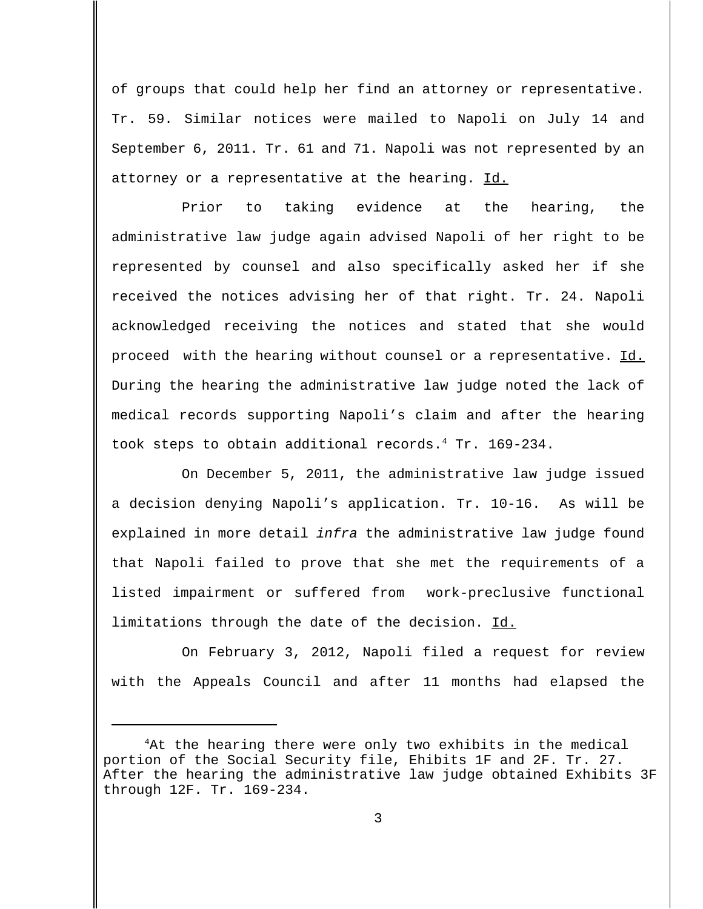of groups that could help her find an attorney or representative. Tr. 59. Similar notices were mailed to Napoli on July 14 and September 6, 2011. Tr. 61 and 71. Napoli was not represented by an attorney or a representative at the hearing. Id.

Prior to taking evidence at the hearing, the administrative law judge again advised Napoli of her right to be represented by counsel and also specifically asked her if she received the notices advising her of that right. Tr. 24. Napoli acknowledged receiving the notices and stated that she would proceed with the hearing without counsel or a representative. Id. During the hearing the administrative law judge noted the lack of medical records supporting Napoli's claim and after the hearing took steps to obtain additional records.[4] Tr. 169-234.

On December 5, 2011, the administrative law judge issued a decision denying Napoli's application. Tr. 10-16. As will be explained in more detail *infra* the administrative law judge found that Napoli failed to prove that she met the requirements of a listed impairment or suffered from work-preclusive functional limitations through the date of the decision. Id.

On February 3, 2012, Napoli filed a request for review with the Appeals Council and after 11 months had elapsed the

---

[4]At the hearing there were only two exhibits in the medical portion of the Social Security file, Ehibits 1F and 2F. Tr. 27. After the hearing the administrative law judge obtained Exhibits 3F through 12F. Tr. 169-234.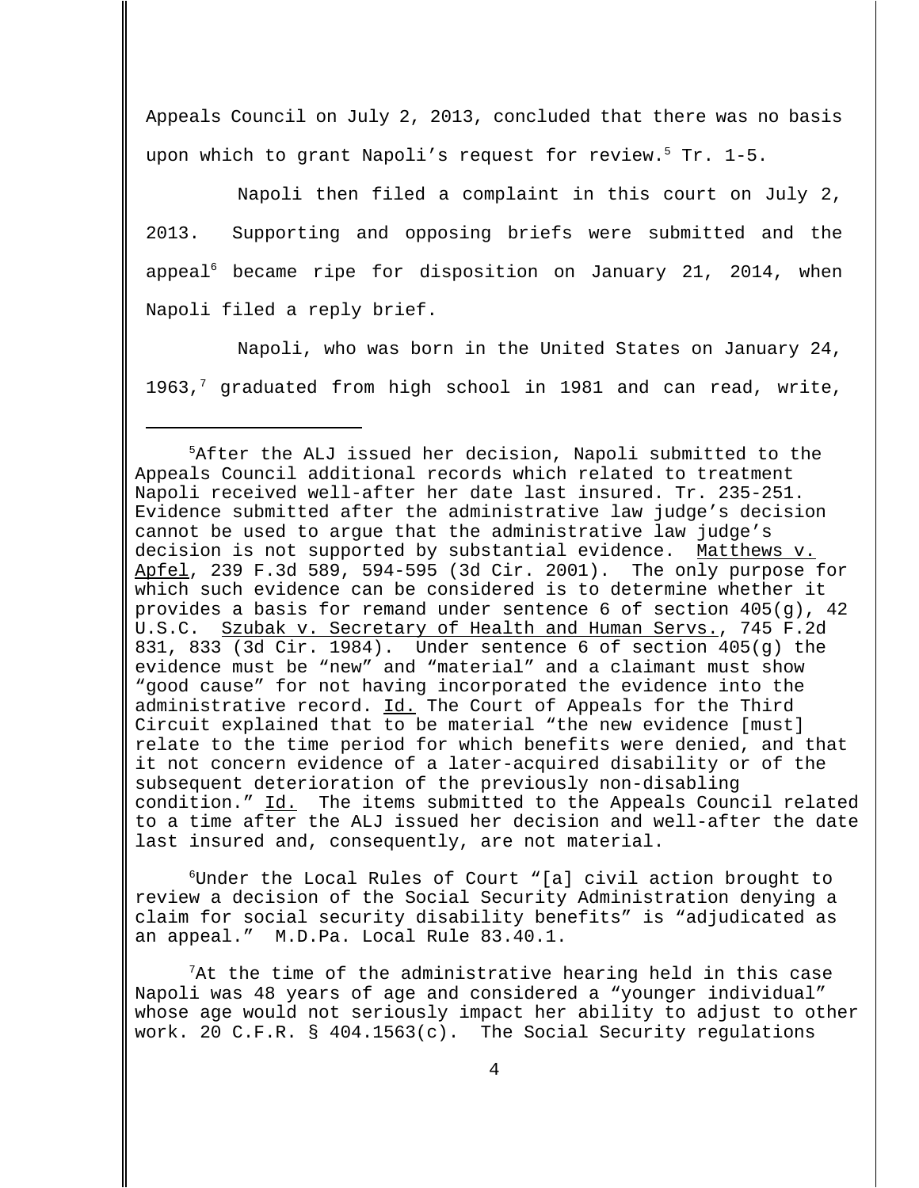Appeals Council on July 2, 2013, concluded that there was no basis upon which to grant Napoli's request for review.[5] Tr. 1-5.

Napoli then filed a complaint in this court on July 2, 2013. Supporting and opposing briefs were submitted and the appeal[6] became ripe for disposition on January 21, 2014, when Napoli filed a reply brief.

Napoli, who was born in the United States on January 24, 1963,[7] graduated from high school in 1981 and can read, write,

---

[5]After the ALJ issued her decision, Napoli submitted to the Appeals Council additional records which related to treatment Napoli received well-after her date last insured. Tr. 235-251. Evidence submitted after the administrative law judge's decision cannot be used to argue that the administrative law judge's decision is not supported by substantial evidence. Matthews v. Apfel, 239 F.3d 589, 594-595 (3d Cir. 2001). The only purpose for which such evidence can be considered is to determine whether it provides a basis for remand under sentence 6 of section 405(g), 42 U.S.C. Szubak v. Secretary of Health and Human Servs., 745 F.2d 831, 833 (3d Cir. 1984). Under sentence 6 of section 405(g) the evidence must be "new" and "material" and a claimant must show "good cause" for not having incorporated the evidence into the administrative record. Id. The Court of Appeals for the Third Circuit explained that to be material "the new evidence [must] relate to the time period for which benefits were denied, and that it not concern evidence of a later-acquired disability or of the subsequent deterioration of the previously non-disabling condition." Id. The items submitted to the Appeals Council related to a time after the ALJ issued her decision and well-after the date last insured and, consequently, are not material.

[6]Under the Local Rules of Court "[a] civil action brought to review a decision of the Social Security Administration denying a claim for social security disability benefits" is "adjudicated as an appeal." M.D.Pa. Local Rule 83.40.1.

[7]At the time of the administrative hearing held in this case Napoli was 48 years of age and considered a "younger individual" whose age would not seriously impact her ability to adjust to other work. 20 C.F.R. § 404.1563(c). The Social Security regulations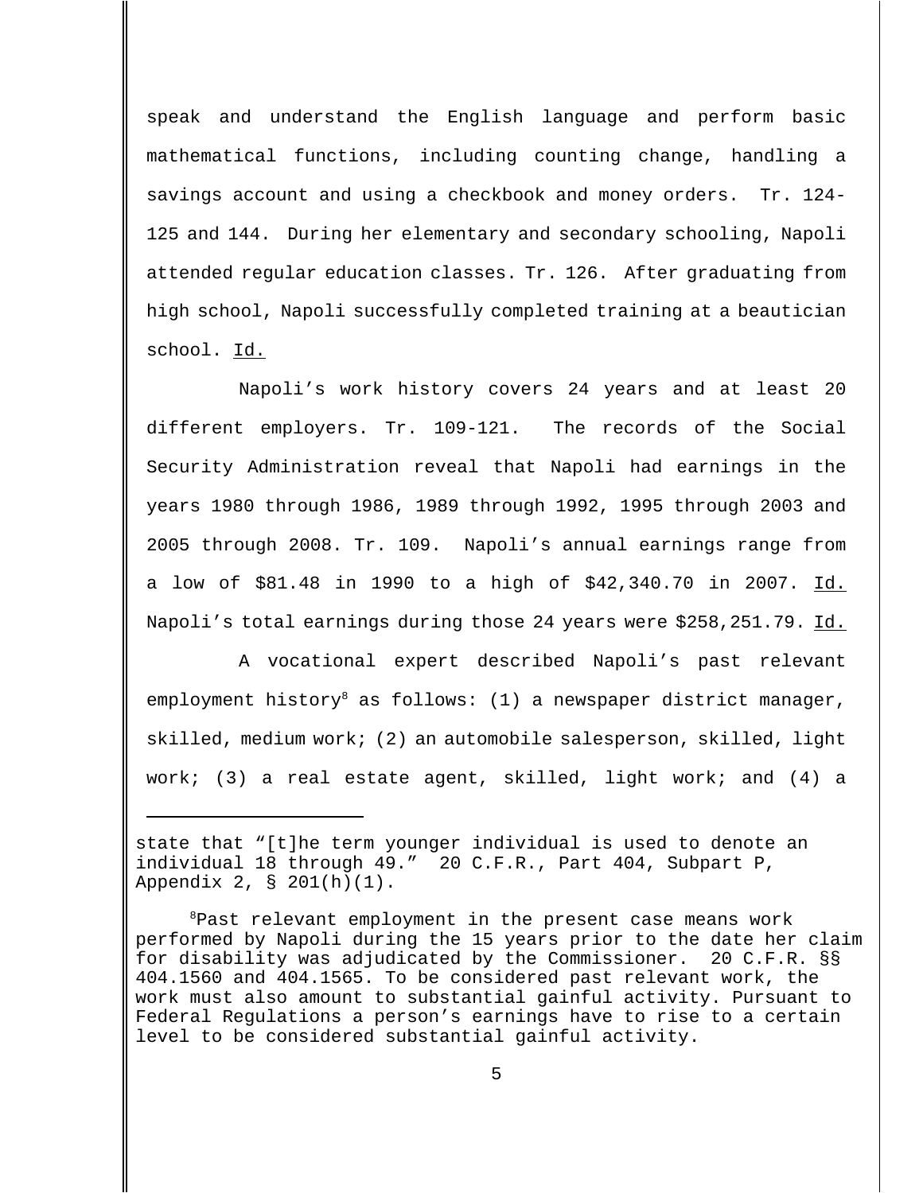speak and understand the English language and perform basic mathematical functions, including counting change, handling a savings account and using a checkbook and money orders. Tr. 124-125 and 144. During her elementary and secondary schooling, Napoli attended regular education classes. Tr. 126. After graduating from high school, Napoli successfully completed training at a beautician school. Id.

Napoli's work history covers 24 years and at least 20 different employers. Tr. 109-121. The records of the Social Security Administration reveal that Napoli had earnings in the years 1980 through 1986, 1989 through 1992, 1995 through 2003 and 2005 through 2008. Tr. 109. Napoli's annual earnings range from a low of $81.48 in 1990 to a high of $42,340.70 in 2007. Id. Napoli's total earnings during those 24 years were $258,251.79. Id.

A vocational expert described Napoli's past relevant employment history[8] as follows: (1) a newspaper district manager, skilled, medium work; (2) an automobile salesperson, skilled, light work; (3) a real estate agent, skilled, light work; and (4) a

---

state that "[t]he term younger individual is used to denote an individual 18 through 49." 20 C.F.R., Part 404, Subpart P, Appendix 2, § 201(h)(1).

[8]Past relevant employment in the present case means work performed by Napoli during the 15 years prior to the date her claim for disability was adjudicated by the Commissioner. 20 C.F.R. §§ 404.1560 and 404.1565. To be considered past relevant work, the work must also amount to substantial gainful activity. Pursuant to Federal Regulations a person's earnings have to rise to a certain level to be considered substantial gainful activity.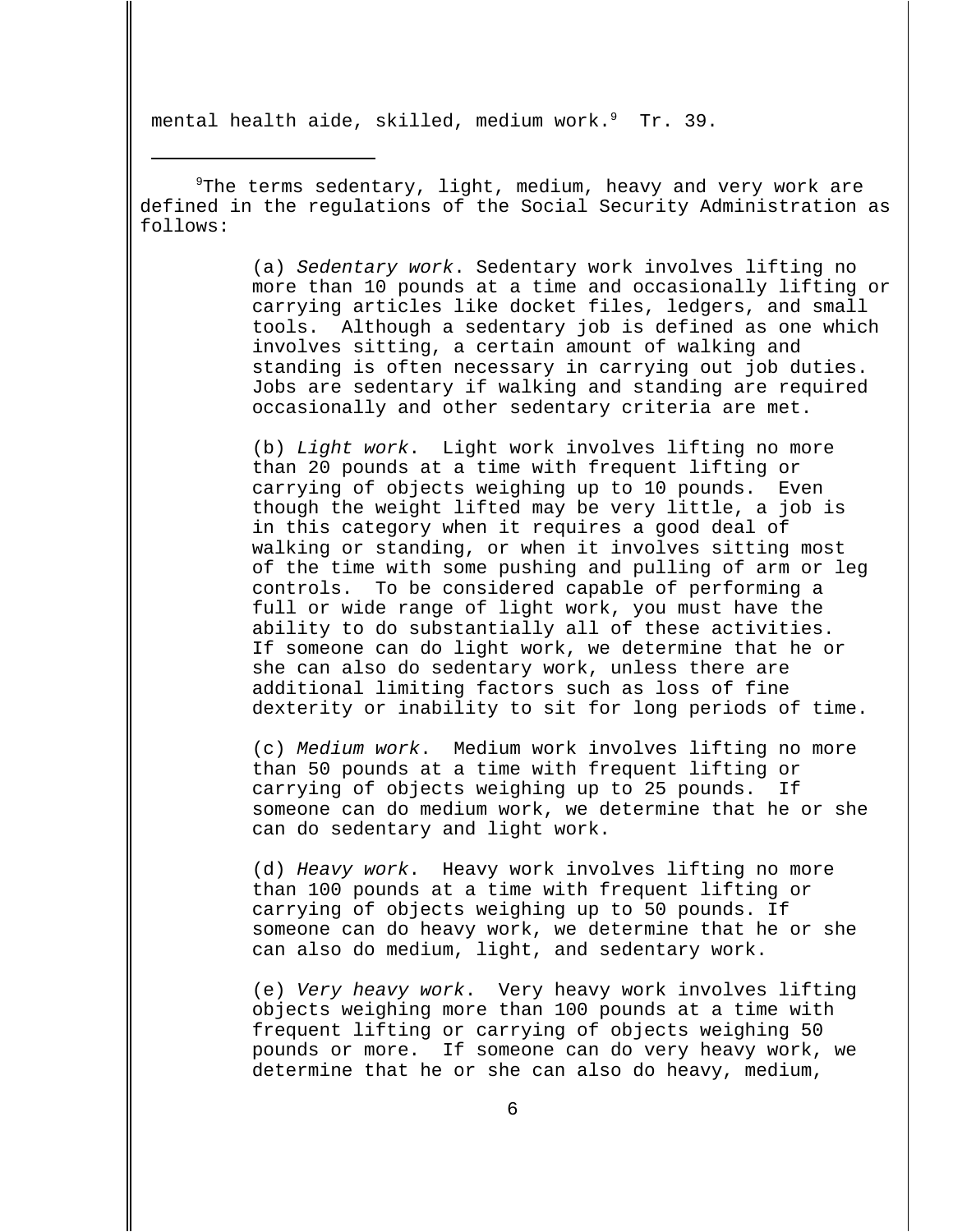mental health aide, skilled, medium work.[9] Tr. 39.

---

[9]The terms sedentary, light, medium, heavy and very work are defined in the regulations of the Social Security Administration as follows:

> (a) *Sedentary work*. Sedentary work involves lifting no more than 10 pounds at a time and occasionally lifting or carrying articles like docket files, ledgers, and small tools. Although a sedentary job is defined as one which involves sitting, a certain amount of walking and standing is often necessary in carrying out job duties. Jobs are sedentary if walking and standing are required occasionally and other sedentary criteria are met.
>
> (b) *Light work*. Light work involves lifting no more than 20 pounds at a time with frequent lifting or carrying of objects weighing up to 10 pounds. Even though the weight lifted may be very little, a job is in this category when it requires a good deal of walking or standing, or when it involves sitting most of the time with some pushing and pulling of arm or leg controls. To be considered capable of performing a full or wide range of light work, you must have the ability to do substantially all of these activities. If someone can do light work, we determine that he or she can also do sedentary work, unless there are additional limiting factors such as loss of fine dexterity or inability to sit for long periods of time.
>
> (c) *Medium work*. Medium work involves lifting no more than 50 pounds at a time with frequent lifting or carrying of objects weighing up to 25 pounds. If someone can do medium work, we determine that he or she can do sedentary and light work.
>
> (d) *Heavy work*. Heavy work involves lifting no more than 100 pounds at a time with frequent lifting or carrying of objects weighing up to 50 pounds. If someone can do heavy work, we determine that he or she can also do medium, light, and sedentary work.
>
> (e) *Very heavy work*. Very heavy work involves lifting objects weighing more than 100 pounds at a time with frequent lifting or carrying of objects weighing 50 pounds or more. If someone can do very heavy work, we determine that he or she can also do heavy, medium,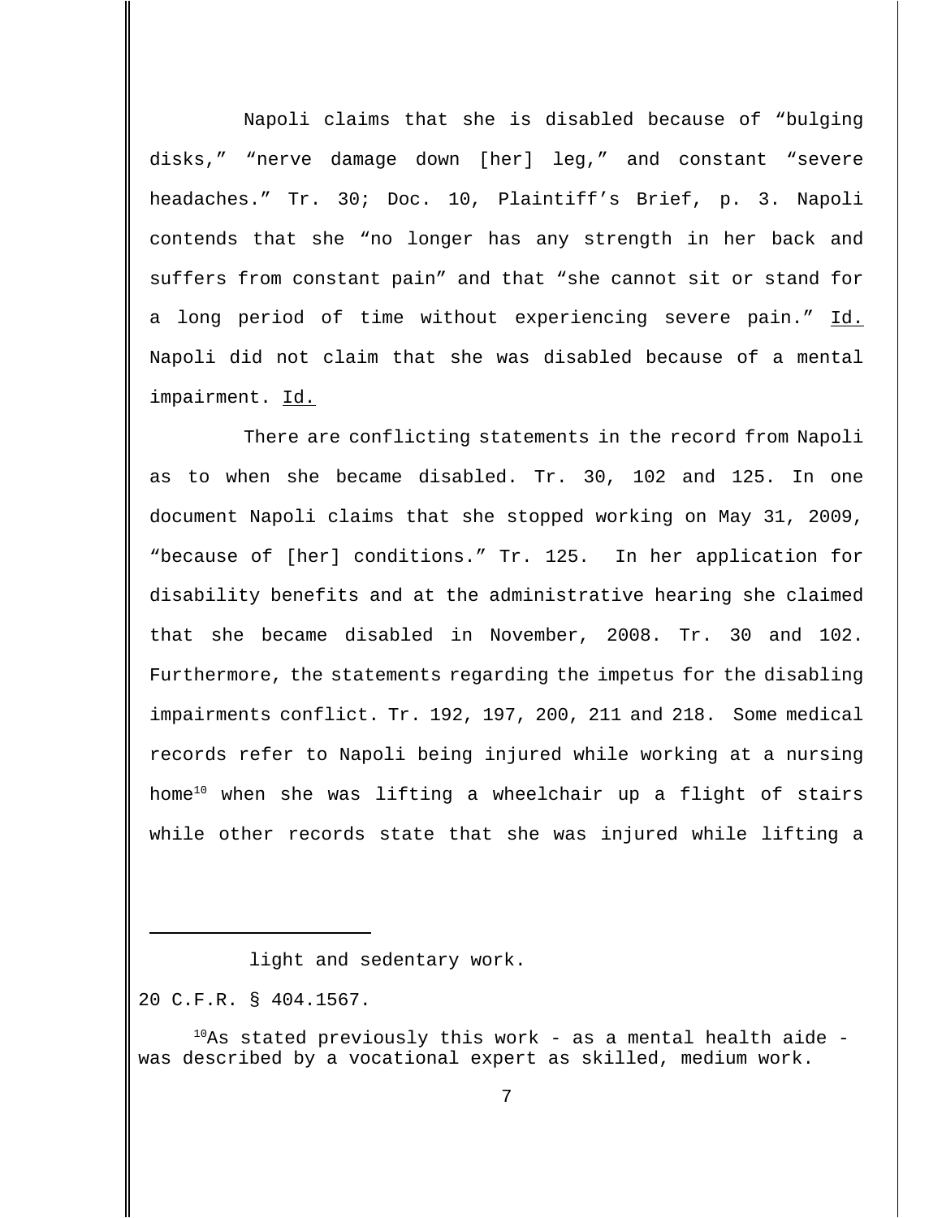Napoli claims that she is disabled because of "bulging disks," "nerve damage down [her] leg," and constant "severe headaches." Tr. 30; Doc. 10, Plaintiff's Brief, p. 3. Napoli contends that she "no longer has any strength in her back and suffers from constant pain" and that "she cannot sit or stand for a long period of time without experiencing severe pain." Id. Napoli did not claim that she was disabled because of a mental impairment. Id.

There are conflicting statements in the record from Napoli as to when she became disabled. Tr. 30, 102 and 125. In one document Napoli claims that she stopped working on May 31, 2009, "because of [her] conditions." Tr. 125. In her application for disability benefits and at the administrative hearing she claimed that she became disabled in November, 2008. Tr. 30 and 102. Furthermore, the statements regarding the impetus for the disabling impairments conflict. Tr. 192, 197, 200, 211 and 218. Some medical records refer to Napoli being injured while working at a nursing home[10] when she was lifting a wheelchair up a flight of stairs while other records state that she was injured while lifting a

---

light and sedentary work.

20 C.F.R. § 404.1567.

[10]As stated previously this work - as a mental health aide - was described by a vocational expert as skilled, medium work.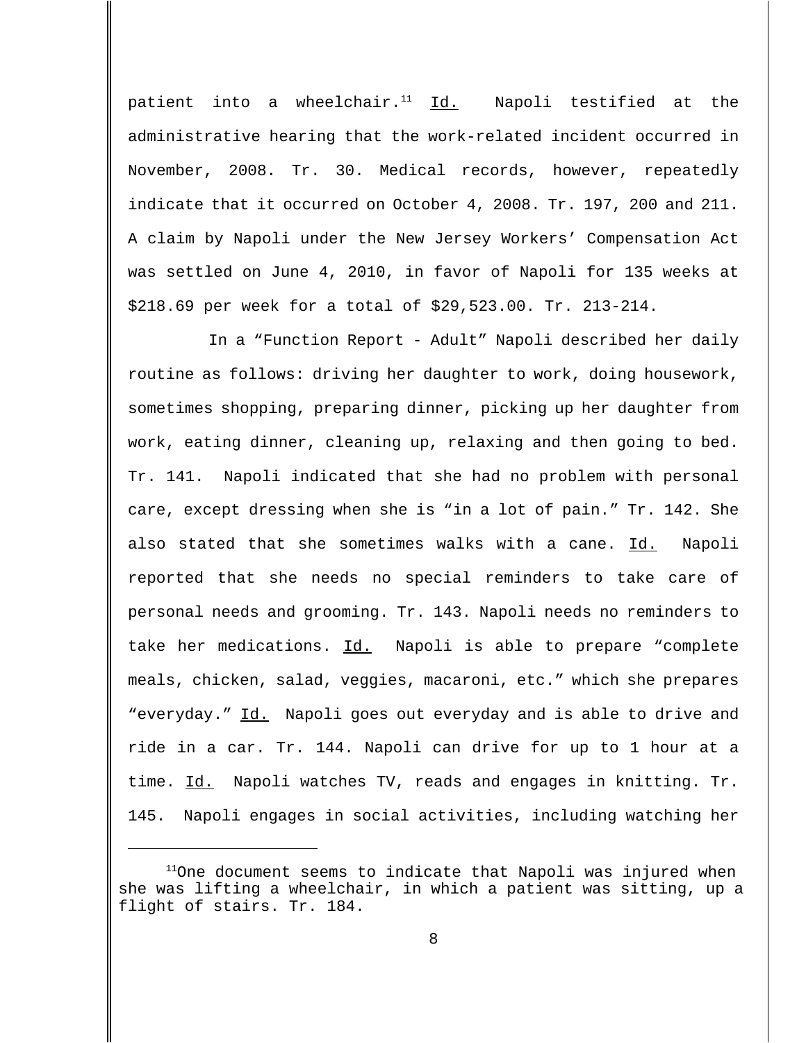patient into a wheelchair.[11] Id. Napoli testified at the administrative hearing that the work-related incident occurred in November, 2008. Tr. 30. Medical records, however, repeatedly indicate that it occurred on October 4, 2008. Tr. 197, 200 and 211. A claim by Napoli under the New Jersey Workers' Compensation Act was settled on June 4, 2010, in favor of Napoli for 135 weeks at $218.69 per week for a total of $29,523.00. Tr. 213-214.

In a "Function Report - Adult" Napoli described her daily routine as follows: driving her daughter to work, doing housework, sometimes shopping, preparing dinner, picking up her daughter from work, eating dinner, cleaning up, relaxing and then going to bed. Tr. 141. Napoli indicated that she had no problem with personal care, except dressing when she is "in a lot of pain." Tr. 142. She also stated that she sometimes walks with a cane. Id. Napoli reported that she needs no special reminders to take care of personal needs and grooming. Tr. 143. Napoli needs no reminders to take her medications. Id. Napoli is able to prepare "complete meals, chicken, salad, veggies, macaroni, etc." which she prepares "everyday." Id. Napoli goes out everyday and is able to drive and ride in a car. Tr. 144. Napoli can drive for up to 1 hour at a time. Id. Napoli watches TV, reads and engages in knitting. Tr. 145. Napoli engages in social activities, including watching her

---

[11] One document seems to indicate that Napoli was injured when she was lifting a wheelchair, in which a patient was sitting, up a flight of stairs. Tr. 184.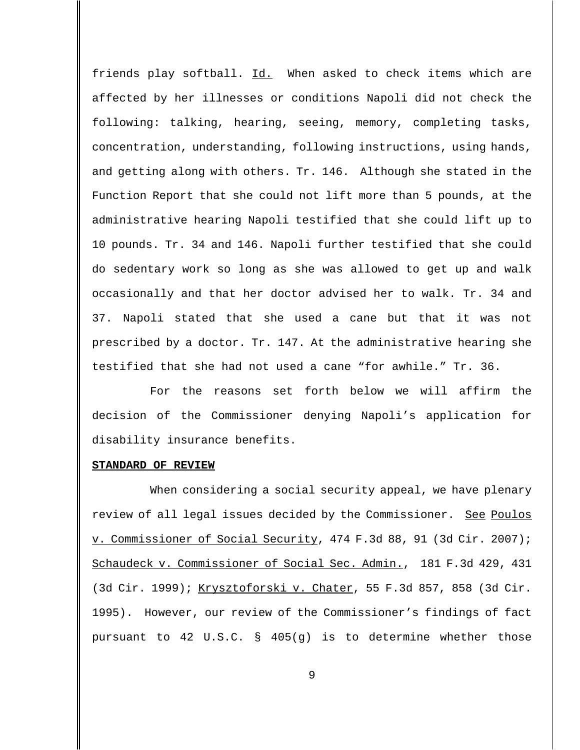friends play softball. Id. When asked to check items which are affected by her illnesses or conditions Napoli did not check the following: talking, hearing, seeing, memory, completing tasks, concentration, understanding, following instructions, using hands, and getting along with others. Tr. 146. Although she stated in the Function Report that she could not lift more than 5 pounds, at the administrative hearing Napoli testified that she could lift up to 10 pounds. Tr. 34 and 146. Napoli further testified that she could do sedentary work so long as she was allowed to get up and walk occasionally and that her doctor advised her to walk. Tr. 34 and 37. Napoli stated that she used a cane but that it was not prescribed by a doctor. Tr. 147. At the administrative hearing she testified that she had not used a cane "for awhile." Tr. 36.

For the reasons set forth below we will affirm the decision of the Commissioner denying Napoli's application for disability insurance benefits.

**STANDARD OF REVIEW**

When considering a social security appeal, we have plenary review of all legal issues decided by the Commissioner. See Poulos v. Commissioner of Social Security, 474 F.3d 88, 91 (3d Cir. 2007); Schaudeck v. Commissioner of Social Sec. Admin., 181 F.3d 429, 431 (3d Cir. 1999); Krysztoforski v. Chater, 55 F.3d 857, 858 (3d Cir. 1995). However, our review of the Commissioner's findings of fact pursuant to 42 U.S.C. § 405(g) is to determine whether those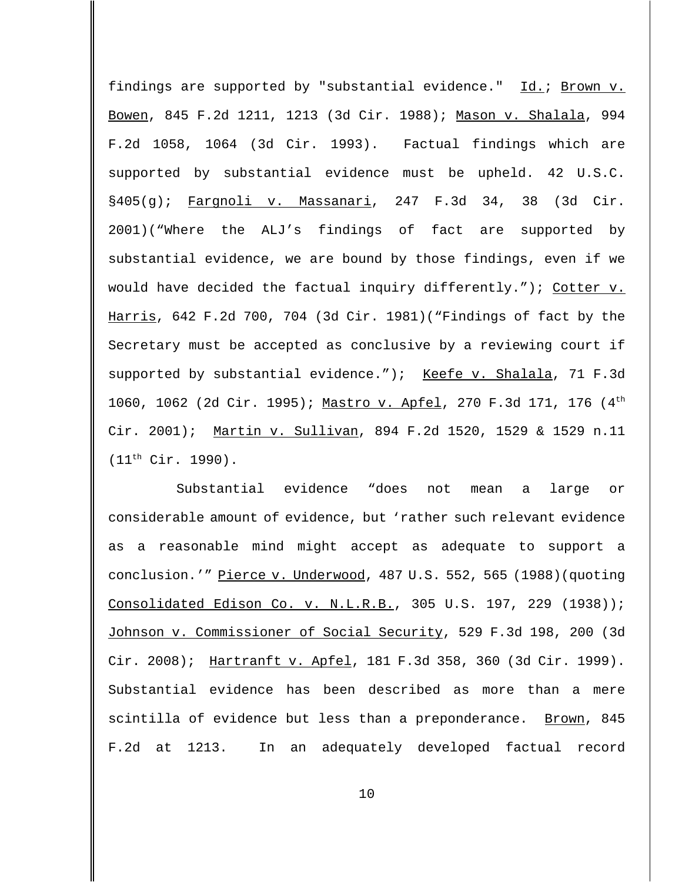findings are supported by "substantial evidence." Id.; Brown v. Bowen, 845 F.2d 1211, 1213 (3d Cir. 1988); Mason v. Shalala, 994 F.2d 1058, 1064 (3d Cir. 1993). Factual findings which are supported by substantial evidence must be upheld. 42 U.S.C. §405(g); Fargnoli v. Massanari, 247 F.3d 34, 38 (3d Cir. 2001)("Where the ALJ's findings of fact are supported by substantial evidence, we are bound by those findings, even if we would have decided the factual inquiry differently."); Cotter v. Harris, 642 F.2d 700, 704 (3d Cir. 1981)("Findings of fact by the Secretary must be accepted as conclusive by a reviewing court if supported by substantial evidence."); Keefe v. Shalala, 71 F.3d 1060, 1062 (2d Cir. 1995); Mastro v. Apfel, 270 F.3d 171, 176 (4th Cir. 2001); Martin v. Sullivan, 894 F.2d 1520, 1529 & 1529 n.11 (11th Cir. 1990).

Substantial evidence "does not mean a large or considerable amount of evidence, but 'rather such relevant evidence as a reasonable mind might accept as adequate to support a conclusion.'" Pierce v. Underwood, 487 U.S. 552, 565 (1988)(quoting Consolidated Edison Co. v. N.L.R.B., 305 U.S. 197, 229 (1938)); Johnson v. Commissioner of Social Security, 529 F.3d 198, 200 (3d Cir. 2008); Hartranft v. Apfel, 181 F.3d 358, 360 (3d Cir. 1999). Substantial evidence has been described as more than a mere scintilla of evidence but less than a preponderance. Brown, 845 F.2d at 1213. In an adequately developed factual record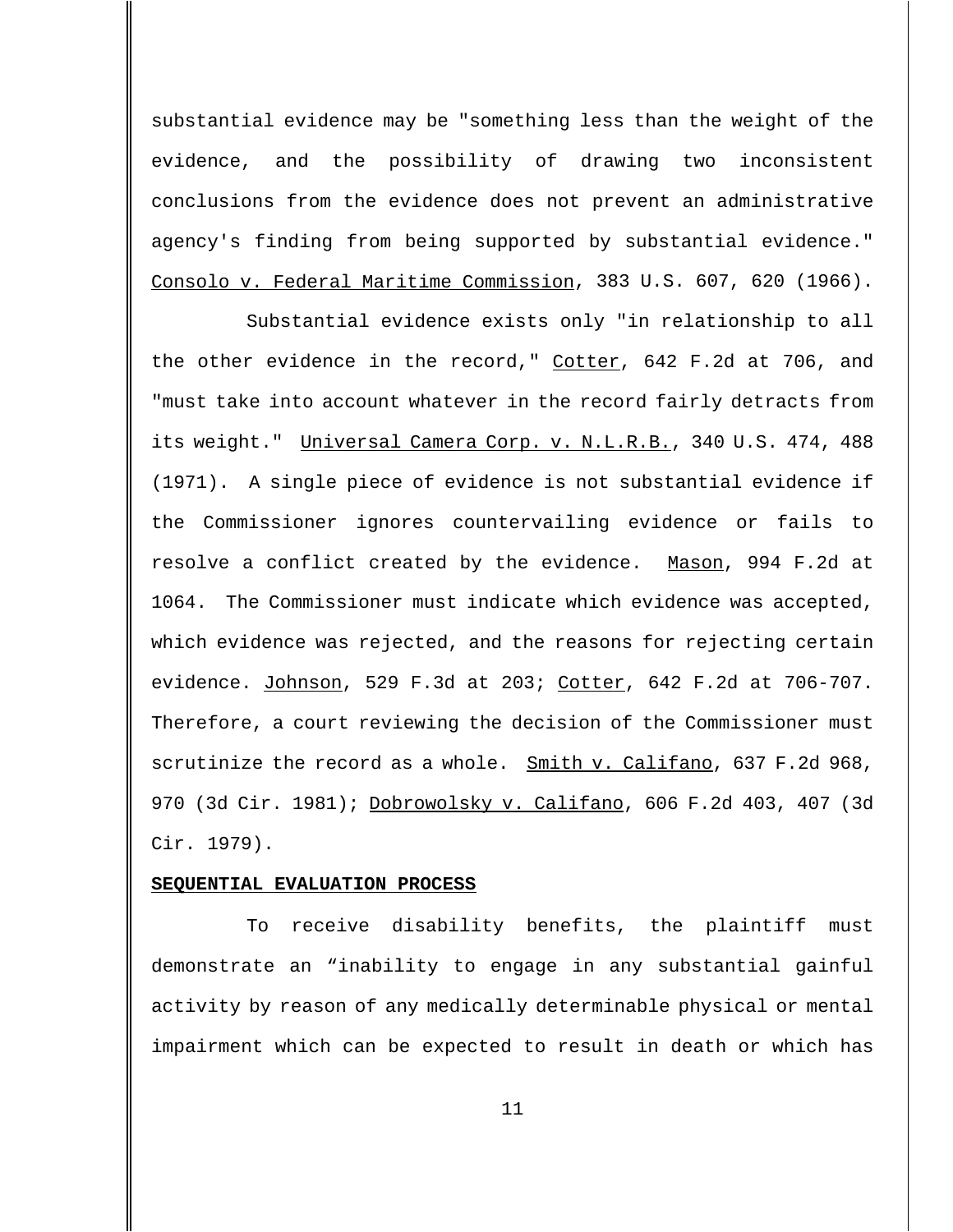substantial evidence may be "something less than the weight of the evidence, and the possibility of drawing two inconsistent conclusions from the evidence does not prevent an administrative agency's finding from being supported by substantial evidence." Consolo v. Federal Maritime Commission, 383 U.S. 607, 620 (1966).

Substantial evidence exists only "in relationship to all the other evidence in the record," Cotter, 642 F.2d at 706, and "must take into account whatever in the record fairly detracts from its weight." Universal Camera Corp. v. N.L.R.B., 340 U.S. 474, 488 (1971). A single piece of evidence is not substantial evidence if the Commissioner ignores countervailing evidence or fails to resolve a conflict created by the evidence. Mason, 994 F.2d at 1064. The Commissioner must indicate which evidence was accepted, which evidence was rejected, and the reasons for rejecting certain evidence. Johnson, 529 F.3d at 203; Cotter, 642 F.2d at 706-707. Therefore, a court reviewing the decision of the Commissioner must scrutinize the record as a whole. Smith v. Califano, 637 F.2d 968, 970 (3d Cir. 1981); Dobrowolsky v. Califano, 606 F.2d 403, 407 (3d Cir. 1979).

**SEQUENTIAL EVALUATION PROCESS**

To receive disability benefits, the plaintiff must demonstrate an “inability to engage in any substantial gainful activity by reason of any medically determinable physical or mental impairment which can be expected to result in death or which has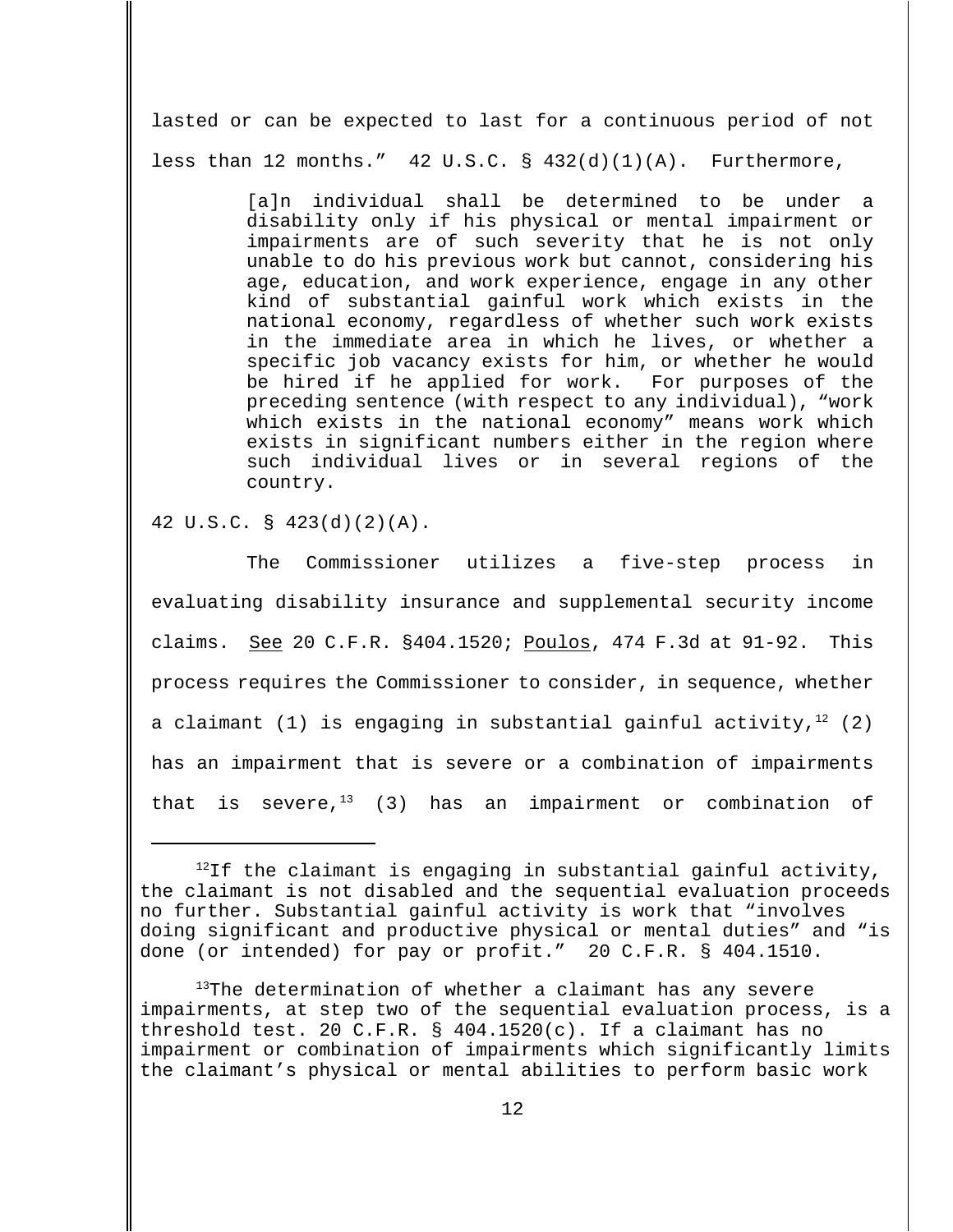lasted or can be expected to last for a continuous period of not less than 12 months." 42 U.S.C. § 432(d)(1)(A). Furthermore,

> [a]n individual shall be determined to be under a disability only if his physical or mental impairment or impairments are of such severity that he is not only unable to do his previous work but cannot, considering his age, education, and work experience, engage in any other kind of substantial gainful work which exists in the national economy, regardless of whether such work exists in the immediate area in which he lives, or whether a specific job vacancy exists for him, or whether he would be hired if he applied for work. For purposes of the preceding sentence (with respect to any individual), "work which exists in the national economy" means work which exists in significant numbers either in the region where such individual lives or in several regions of the country.

42 U.S.C. § 423(d)(2)(A).

The Commissioner utilizes a five-step process in evaluating disability insurance and supplemental security income claims. See 20 C.F.R. §404.1520; Poulos, 474 F.3d at 91-92. This process requires the Commissioner to consider, in sequence, whether a claimant (1) is engaging in substantial gainful activity,[12] (2) has an impairment that is severe or a combination of impairments that is severe,[13] (3) has an impairment or combination of

---

[12]If the claimant is engaging in substantial gainful activity, the claimant is not disabled and the sequential evaluation proceeds no further. Substantial gainful activity is work that "involves doing significant and productive physical or mental duties" and "is done (or intended) for pay or profit." 20 C.F.R. § 404.1510.

[13]The determination of whether a claimant has any severe impairments, at step two of the sequential evaluation process, is a threshold test. 20 C.F.R. § 404.1520(c). If a claimant has no impairment or combination of impairments which significantly limits the claimant's physical or mental abilities to perform basic work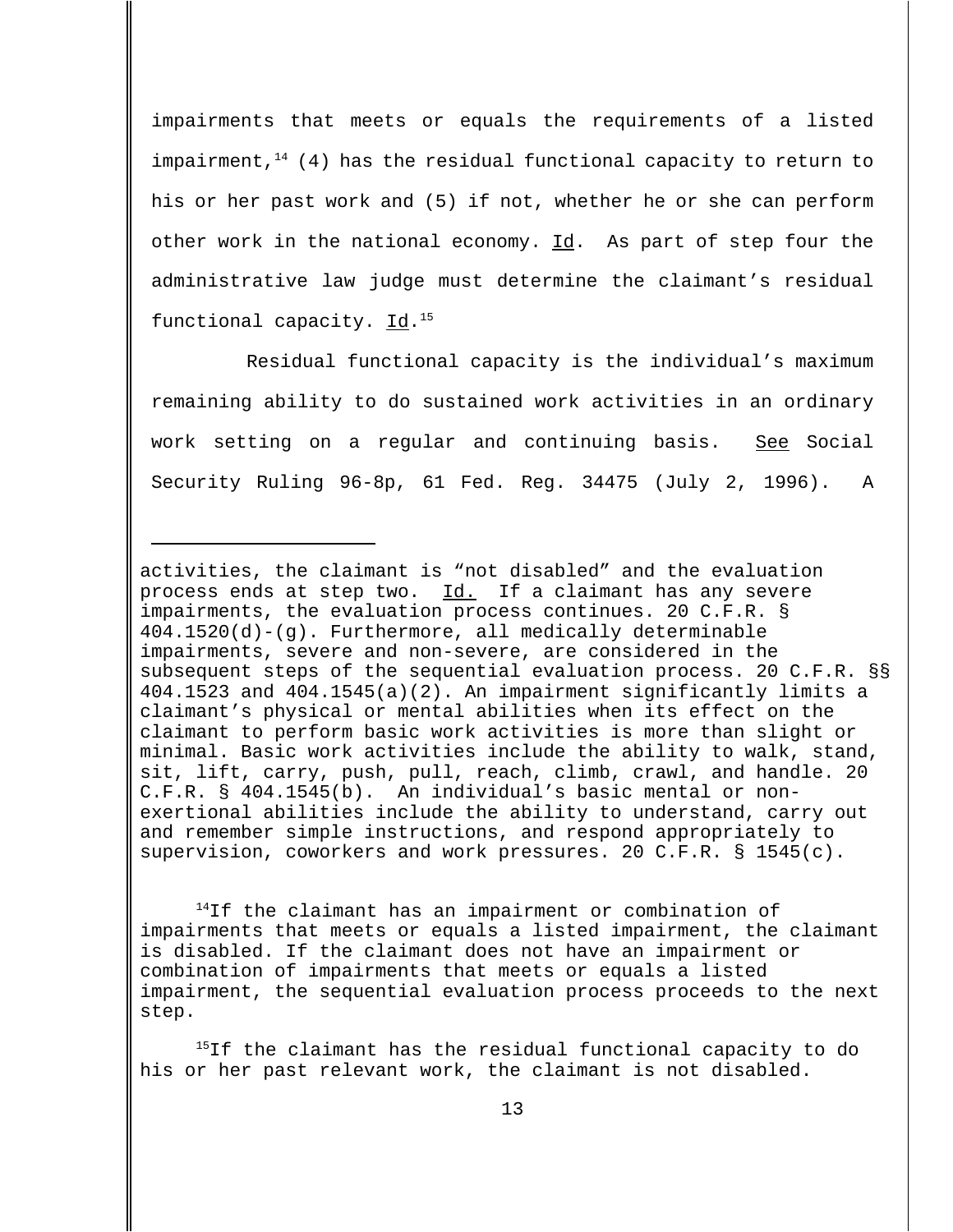impairments that meets or equals the requirements of a listed impairment,[14] (4) has the residual functional capacity to return to his or her past work and (5) if not, whether he or she can perform other work in the national economy. Id. As part of step four the administrative law judge must determine the claimant's residual functional capacity. Id.[15]

Residual functional capacity is the individual's maximum remaining ability to do sustained work activities in an ordinary work setting on a regular and continuing basis. See Social Security Ruling 96-8p, 61 Fed. Reg. 34475 (July 2, 1996). A

---

activities, the claimant is "not disabled" and the evaluation process ends at step two. Id. If a claimant has any severe impairments, the evaluation process continues. 20 C.F.R. § 404.1520(d)-(g). Furthermore, all medically determinable impairments, severe and non-severe, are considered in the subsequent steps of the sequential evaluation process. 20 C.F.R. §§ 404.1523 and 404.1545(a)(2). An impairment significantly limits a claimant's physical or mental abilities when its effect on the claimant to perform basic work activities is more than slight or minimal. Basic work activities include the ability to walk, stand, sit, lift, carry, push, pull, reach, climb, crawl, and handle. 20 C.F.R. § 404.1545(b). An individual's basic mental or non-exertional abilities include the ability to understand, carry out and remember simple instructions, and respond appropriately to supervision, coworkers and work pressures. 20 C.F.R. § 1545(c).

[14] If the claimant has an impairment or combination of impairments that meets or equals a listed impairment, the claimant is disabled. If the claimant does not have an impairment or combination of impairments that meets or equals a listed impairment, the sequential evaluation process proceeds to the next step.

[15] If the claimant has the residual functional capacity to do his or her past relevant work, the claimant is not disabled.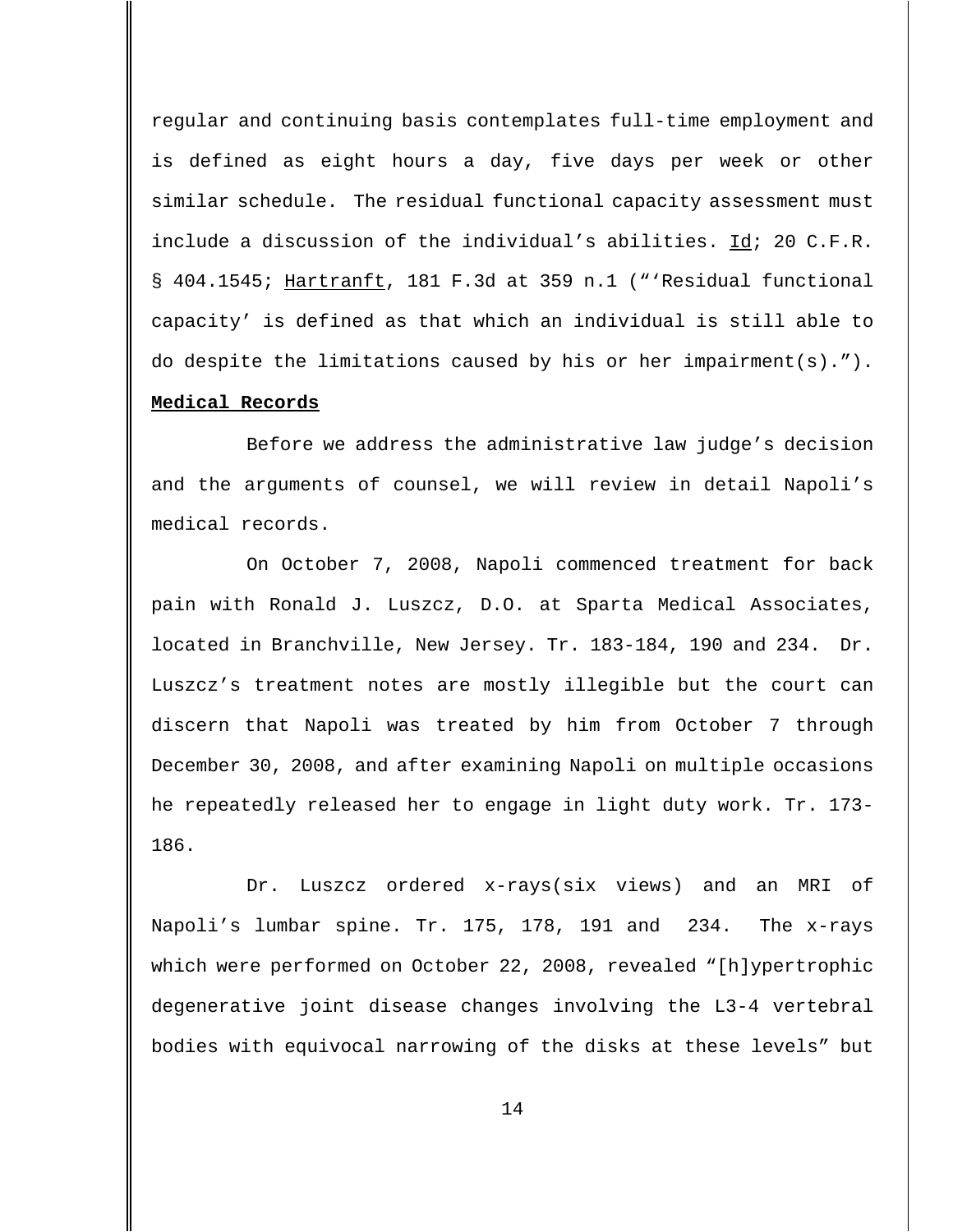regular and continuing basis contemplates full-time employment and is defined as eight hours a day, five days per week or other similar schedule. The residual functional capacity assessment must include a discussion of the individual's abilities. Id; 20 C.F.R. § 404.1545; Hartranft, 181 F.3d at 359 n.1 ("'Residual functional capacity' is defined as that which an individual is still able to do despite the limitations caused by his or her impairment(s).").

**Medical Records**

Before we address the administrative law judge's decision and the arguments of counsel, we will review in detail Napoli's medical records.

On October 7, 2008, Napoli commenced treatment for back pain with Ronald J. Luszcz, D.O. at Sparta Medical Associates, located in Branchville, New Jersey. Tr. 183-184, 190 and 234. Dr. Luszcz's treatment notes are mostly illegible but the court can discern that Napoli was treated by him from October 7 through December 30, 2008, and after examining Napoli on multiple occasions he repeatedly released her to engage in light duty work. Tr. 173-186.

Dr. Luszcz ordered x-rays(six views) and an MRI of Napoli's lumbar spine. Tr. 175, 178, 191 and 234. The x-rays which were performed on October 22, 2008, revealed "[h]ypertrophic degenerative joint disease changes involving the L3-4 vertebral bodies with equivocal narrowing of the disks at these levels" but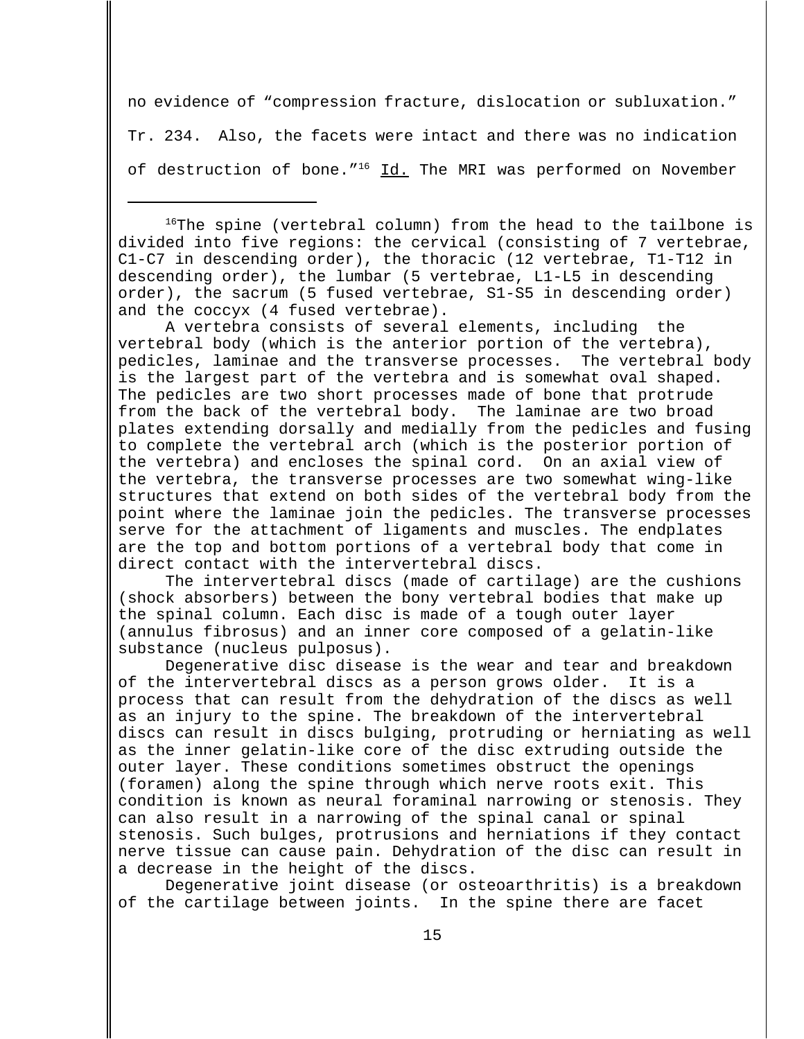no evidence of "compression fracture, dislocation or subluxation." Tr. 234. Also, the facets were intact and there was no indication of destruction of bone."[16] Id. The MRI was performed on November

---

[16]The spine (vertebral column) from the head to the tailbone is divided into five regions: the cervical (consisting of 7 vertebrae, C1-C7 in descending order), the thoracic (12 vertebrae, T1-T12 in descending order), the lumbar (5 vertebrae, L1-L5 in descending order), the sacrum (5 fused vertebrae, S1-S5 in descending order) and the coccyx (4 fused vertebrae).

A vertebra consists of several elements, including the vertebral body (which is the anterior portion of the vertebra), pedicles, laminae and the transverse processes. The vertebral body is the largest part of the vertebra and is somewhat oval shaped. The pedicles are two short processes made of bone that protrude from the back of the vertebral body. The laminae are two broad plates extending dorsally and medially from the pedicles and fusing to complete the vertebral arch (which is the posterior portion of the vertebra) and encloses the spinal cord. On an axial view of the vertebra, the transverse processes are two somewhat wing-like structures that extend on both sides of the vertebral body from the point where the laminae join the pedicles. The transverse processes serve for the attachment of ligaments and muscles. The endplates are the top and bottom portions of a vertebral body that come in direct contact with the intervertebral discs.

The intervertebral discs (made of cartilage) are the cushions (shock absorbers) between the bony vertebral bodies that make up the spinal column. Each disc is made of a tough outer layer (annulus fibrosus) and an inner core composed of a gelatin-like substance (nucleus pulposus).

Degenerative disc disease is the wear and tear and breakdown of the intervertebral discs as a person grows older. It is a process that can result from the dehydration of the discs as well as an injury to the spine. The breakdown of the intervertebral discs can result in discs bulging, protruding or herniating as well as the inner gelatin-like core of the disc extruding outside the outer layer. These conditions sometimes obstruct the openings (foramen) along the spine through which nerve roots exit. This condition is known as neural foraminal narrowing or stenosis. They can also result in a narrowing of the spinal canal or spinal stenosis. Such bulges, protrusions and herniations if they contact nerve tissue can cause pain. Dehydration of the disc can result in a decrease in the height of the discs.

Degenerative joint disease (or osteoarthritis) is a breakdown of the cartilage between joints. In the spine there are facet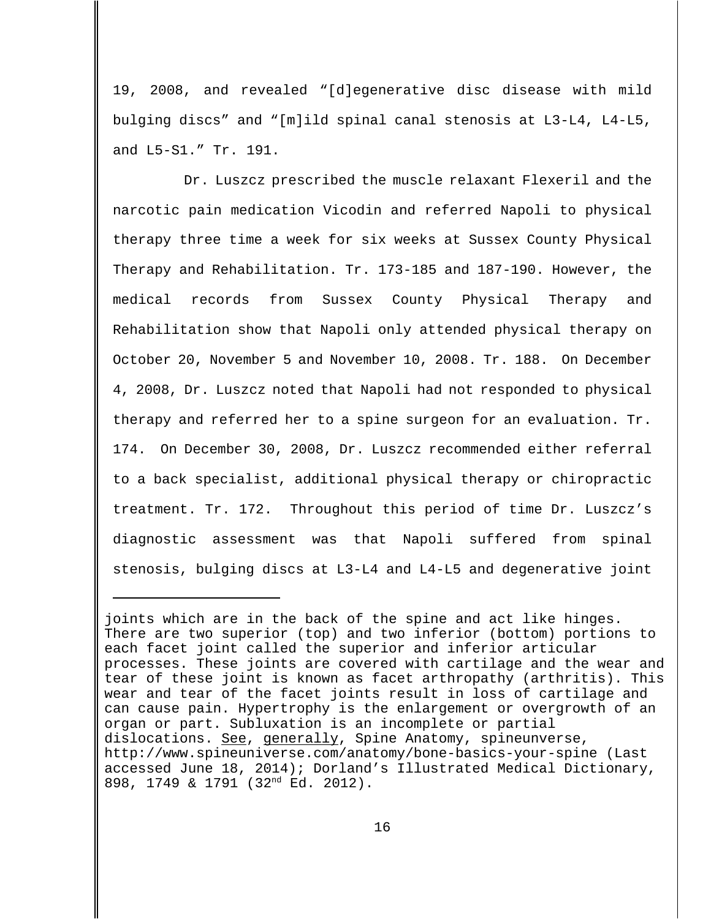19, 2008, and revealed "[d]egenerative disc disease with mild bulging discs" and "[m]ild spinal canal stenosis at L3-L4, L4-L5, and L5-S1." Tr. 191.

Dr. Luszcz prescribed the muscle relaxant Flexeril and the narcotic pain medication Vicodin and referred Napoli to physical therapy three time a week for six weeks at Sussex County Physical Therapy and Rehabilitation. Tr. 173-185 and 187-190. However, the medical records from Sussex County Physical Therapy and Rehabilitation show that Napoli only attended physical therapy on October 20, November 5 and November 10, 2008. Tr. 188. On December 4, 2008, Dr. Luszcz noted that Napoli had not responded to physical therapy and referred her to a spine surgeon for an evaluation. Tr. 174. On December 30, 2008, Dr. Luszcz recommended either referral to a back specialist, additional physical therapy or chiropractic treatment. Tr. 172. Throughout this period of time Dr. Luszcz's diagnostic assessment was that Napoli suffered from spinal stenosis, bulging discs at L3-L4 and L4-L5 and degenerative joint

---

joints which are in the back of the spine and act like hinges. There are two superior (top) and two inferior (bottom) portions to each facet joint called the superior and inferior articular processes. These joints are covered with cartilage and the wear and tear of these joint is known as facet arthropathy (arthritis). This wear and tear of the facet joints result in loss of cartilage and can cause pain. Hypertrophy is the enlargement or overgrowth of an organ or part. Subluxation is an incomplete or partial dislocations. See, generally, Spine Anatomy, spineunverse, http://www.spineuniverse.com/anatomy/bone-basics-your-spine (Last accessed June 18, 2014); Dorland's Illustrated Medical Dictionary, 898, 1749 & 1791 (32nd Ed. 2012).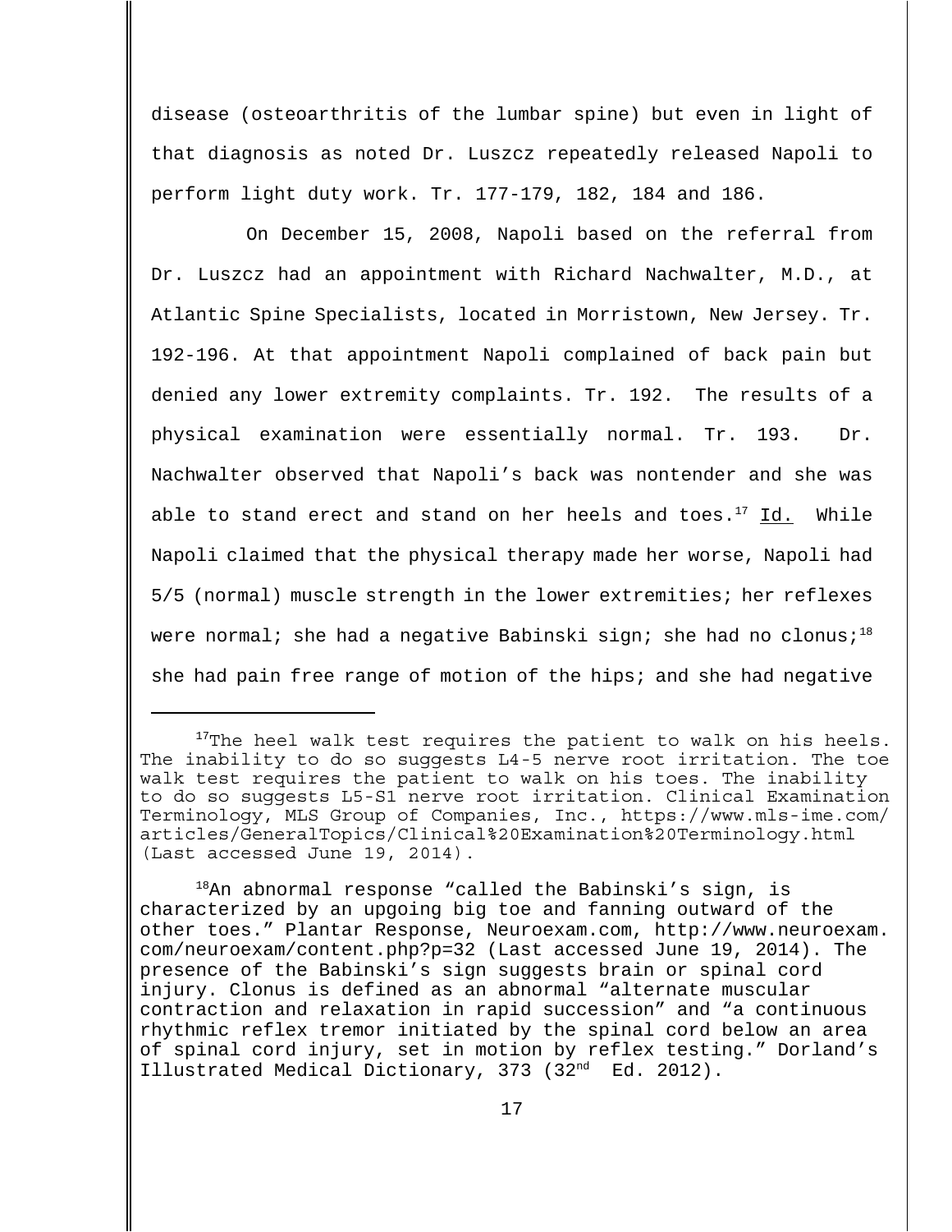disease (osteoarthritis of the lumbar spine) but even in light of that diagnosis as noted Dr. Luszcz repeatedly released Napoli to perform light duty work. Tr. 177-179, 182, 184 and 186.

On December 15, 2008, Napoli based on the referral from Dr. Luszcz had an appointment with Richard Nachwalter, M.D., at Atlantic Spine Specialists, located in Morristown, New Jersey. Tr. 192-196. At that appointment Napoli complained of back pain but denied any lower extremity complaints. Tr. 192. The results of a physical examination were essentially normal. Tr. 193. Dr. Nachwalter observed that Napoli's back was nontender and she was able to stand erect and stand on her heels and toes.[17] Id. While Napoli claimed that the physical therapy made her worse, Napoli had 5/5 (normal) muscle strength in the lower extremities; her reflexes were normal; she had a negative Babinski sign; she had no clonus;[18] she had pain free range of motion of the hips; and she had negative

---

[17]The heel walk test requires the patient to walk on his heels. The inability to do so suggests L4-5 nerve root irritation. The toe walk test requires the patient to walk on his toes. The inability to do so suggests L5-S1 nerve root irritation. Clinical Examination Terminology, MLS Group of Companies, Inc., https://www.mls-ime.com/articles/GeneralTopics/Clinical%20Examination%20Terminology.html (Last accessed June 19, 2014).

[18]An abnormal response "called the Babinski's sign, is characterized by an upgoing big toe and fanning outward of the other toes." Plantar Response, Neuroexam.com, http://www.neuroexam.com/neuroexam/content.php?p=32 (Last accessed June 19, 2014). The presence of the Babinski's sign suggests brain or spinal cord injury. Clonus is defined as an abnormal "alternate muscular contraction and relaxation in rapid succession" and "a continuous rhythmic reflex tremor initiated by the spinal cord below an area of spinal cord injury, set in motion by reflex testing." Dorland's Illustrated Medical Dictionary, 373 (32nd Ed. 2012).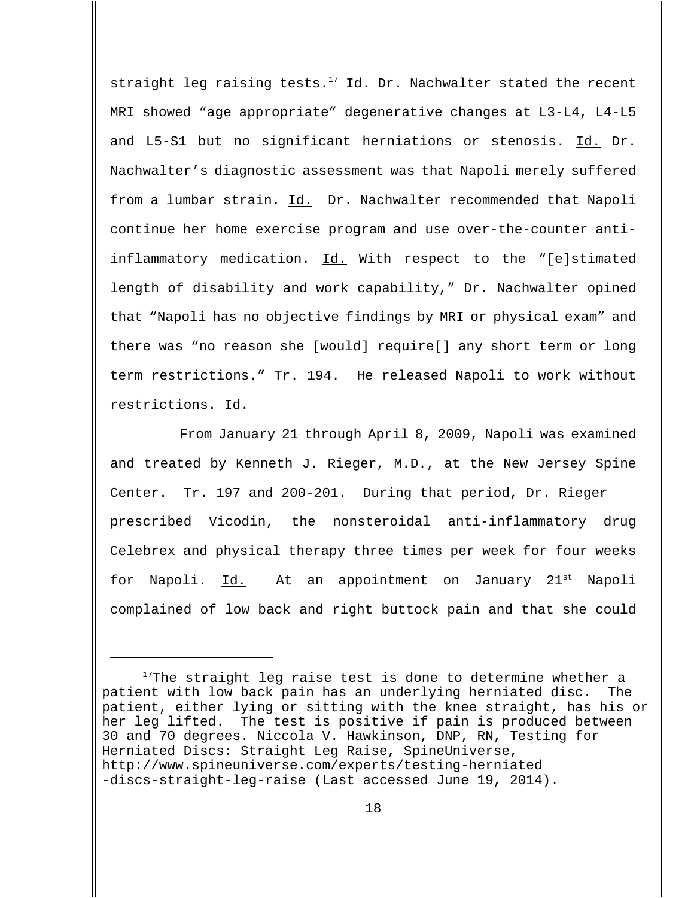straight leg raising tests.[17] Id. Dr. Nachwalter stated the recent MRI showed “age appropriate” degenerative changes at L3-L4, L4-L5 and L5-S1 but no significant herniations or stenosis. Id. Dr. Nachwalter’s diagnostic assessment was that Napoli merely suffered from a lumbar strain. Id. Dr. Nachwalter recommended that Napoli continue her home exercise program and use over-the-counter anti-inflammatory medication. Id. With respect to the “[e]stimated length of disability and work capability,” Dr. Nachwalter opined that “Napoli has no objective findings by MRI or physical exam” and there was “no reason she [would] require[] any short term or long term restrictions.” Tr. 194. He released Napoli to work without restrictions. Id.

From January 21 through April 8, 2009, Napoli was examined and treated by Kenneth J. Rieger, M.D., at the New Jersey Spine Center. Tr. 197 and 200-201. During that period, Dr. Rieger prescribed Vicodin, the nonsteroidal anti-inflammatory drug Celebrex and physical therapy three times per week for four weeks for Napoli. Id. At an appointment on January 21st Napoli complained of low back and right buttock pain and that she could

---

[17] The straight leg raise test is done to determine whether a patient with low back pain has an underlying herniated disc. The patient, either lying or sitting with the knee straight, has his or her leg lifted. The test is positive if pain is produced between 30 and 70 degrees. Niccola V. Hawkinson, DNP, RN, Testing for Herniated Discs: Straight Leg Raise, SpineUniverse, http://www.spineuniverse.com/experts/testing-herniated-discs-straight-leg-raise (Last accessed June 19, 2014).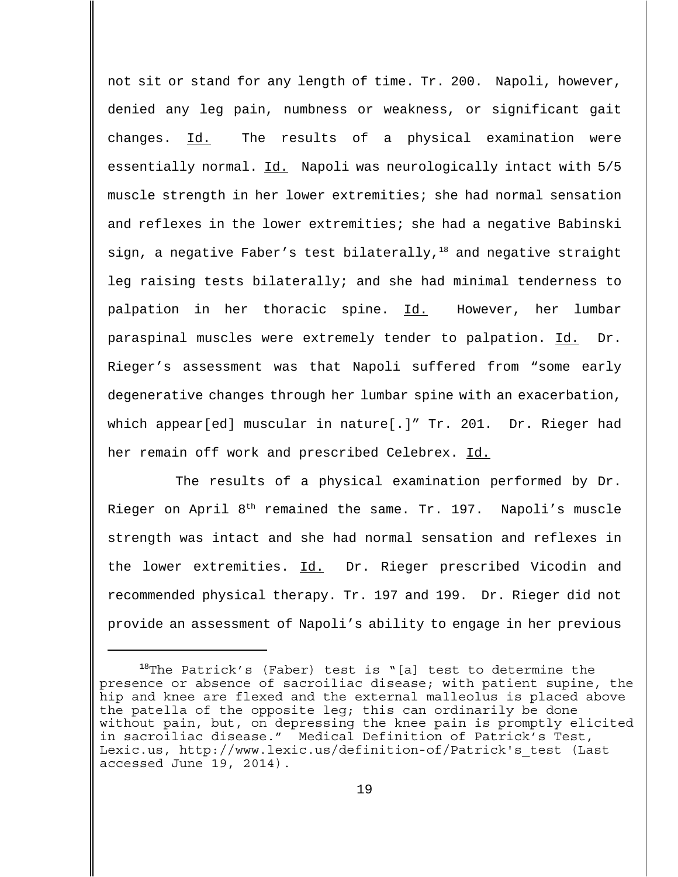not sit or stand for any length of time. Tr. 200. Napoli, however, denied any leg pain, numbness or weakness, or significant gait changes. Id. The results of a physical examination were essentially normal. Id. Napoli was neurologically intact with 5/5 muscle strength in her lower extremities; she had normal sensation and reflexes in the lower extremities; she had a negative Babinski sign, a negative Faber's test bilaterally,[18] and negative straight leg raising tests bilaterally; and she had minimal tenderness to palpation in her thoracic spine. Id. However, her lumbar paraspinal muscles were extremely tender to palpation. Id. Dr. Rieger's assessment was that Napoli suffered from "some early degenerative changes through her lumbar spine with an exacerbation, which appear[ed] muscular in nature[.]" Tr. 201. Dr. Rieger had her remain off work and prescribed Celebrex. Id.

The results of a physical examination performed by Dr. Rieger on April 8th remained the same. Tr. 197. Napoli's muscle strength was intact and she had normal sensation and reflexes in the lower extremities. Id. Dr. Rieger prescribed Vicodin and recommended physical therapy. Tr. 197 and 199. Dr. Rieger did not provide an assessment of Napoli's ability to engage in her previous

---

[18]The Patrick's (Faber) test is "[a] test to determine the presence or absence of sacroiliac disease; with patient supine, the hip and knee are flexed and the external malleolus is placed above the patella of the opposite leg; this can ordinarily be done without pain, but, on depressing the knee pain is promptly elicited in sacroiliac disease." Medical Definition of Patrick's Test, Lexic.us, http://www.lexic.us/definition-of/Patrick's_test (Last accessed June 19, 2014).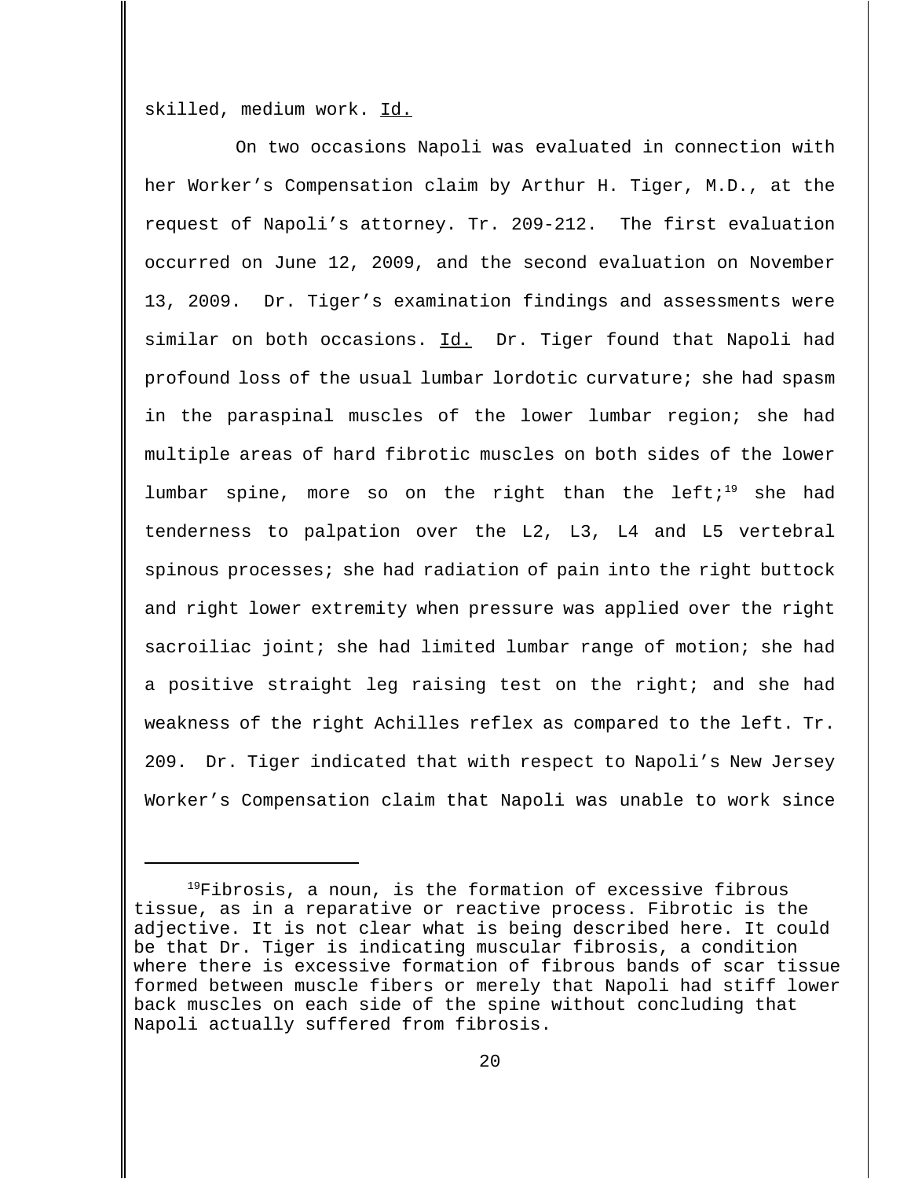skilled, medium work. Id.

On two occasions Napoli was evaluated in connection with her Worker's Compensation claim by Arthur H. Tiger, M.D., at the request of Napoli's attorney. Tr. 209-212. The first evaluation occurred on June 12, 2009, and the second evaluation on November 13, 2009. Dr. Tiger's examination findings and assessments were similar on both occasions. Id. Dr. Tiger found that Napoli had profound loss of the usual lumbar lordotic curvature; she had spasm in the paraspinal muscles of the lower lumbar region; she had multiple areas of hard fibrotic muscles on both sides of the lower lumbar spine, more so on the right than the left;[19] she had tenderness to palpation over the L2, L3, L4 and L5 vertebral spinous processes; she had radiation of pain into the right buttock and right lower extremity when pressure was applied over the right sacroiliac joint; she had limited lumbar range of motion; she had a positive straight leg raising test on the right; and she had weakness of the right Achilles reflex as compared to the left. Tr. 209. Dr. Tiger indicated that with respect to Napoli's New Jersey Worker's Compensation claim that Napoli was unable to work since

---

[19] Fibrosis, a noun, is the formation of excessive fibrous tissue, as in a reparative or reactive process. Fibrotic is the adjective. It is not clear what is being described here. It could be that Dr. Tiger is indicating muscular fibrosis, a condition where there is excessive formation of fibrous bands of scar tissue formed between muscle fibers or merely that Napoli had stiff lower back muscles on each side of the spine without concluding that Napoli actually suffered from fibrosis.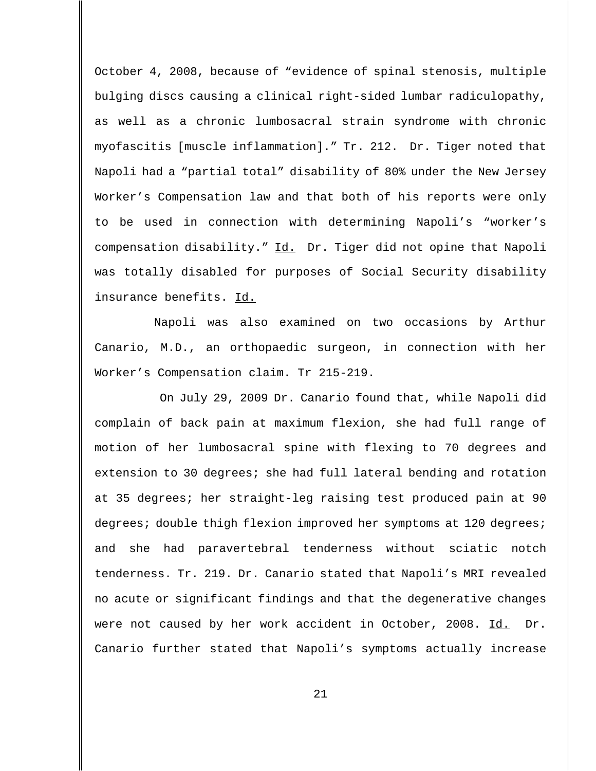October 4, 2008, because of "evidence of spinal stenosis, multiple bulging discs causing a clinical right-sided lumbar radiculopathy, as well as a chronic lumbosacral strain syndrome with chronic myofascitis [muscle inflammation]." Tr. 212. Dr. Tiger noted that Napoli had a "partial total" disability of 80% under the New Jersey Worker's Compensation law and that both of his reports were only to be used in connection with determining Napoli's "worker's compensation disability." Id. Dr. Tiger did not opine that Napoli was totally disabled for purposes of Social Security disability insurance benefits. Id.

Napoli was also examined on two occasions by Arthur Canario, M.D., an orthopaedic surgeon, in connection with her Worker's Compensation claim. Tr 215-219.

On July 29, 2009 Dr. Canario found that, while Napoli did complain of back pain at maximum flexion, she had full range of motion of her lumbosacral spine with flexing to 70 degrees and extension to 30 degrees; she had full lateral bending and rotation at 35 degrees; her straight-leg raising test produced pain at 90 degrees; double thigh flexion improved her symptoms at 120 degrees; and she had paravertebral tenderness without sciatic notch tenderness. Tr. 219. Dr. Canario stated that Napoli's MRI revealed no acute or significant findings and that the degenerative changes were not caused by her work accident in October, 2008. Id. Dr. Canario further stated that Napoli's symptoms actually increase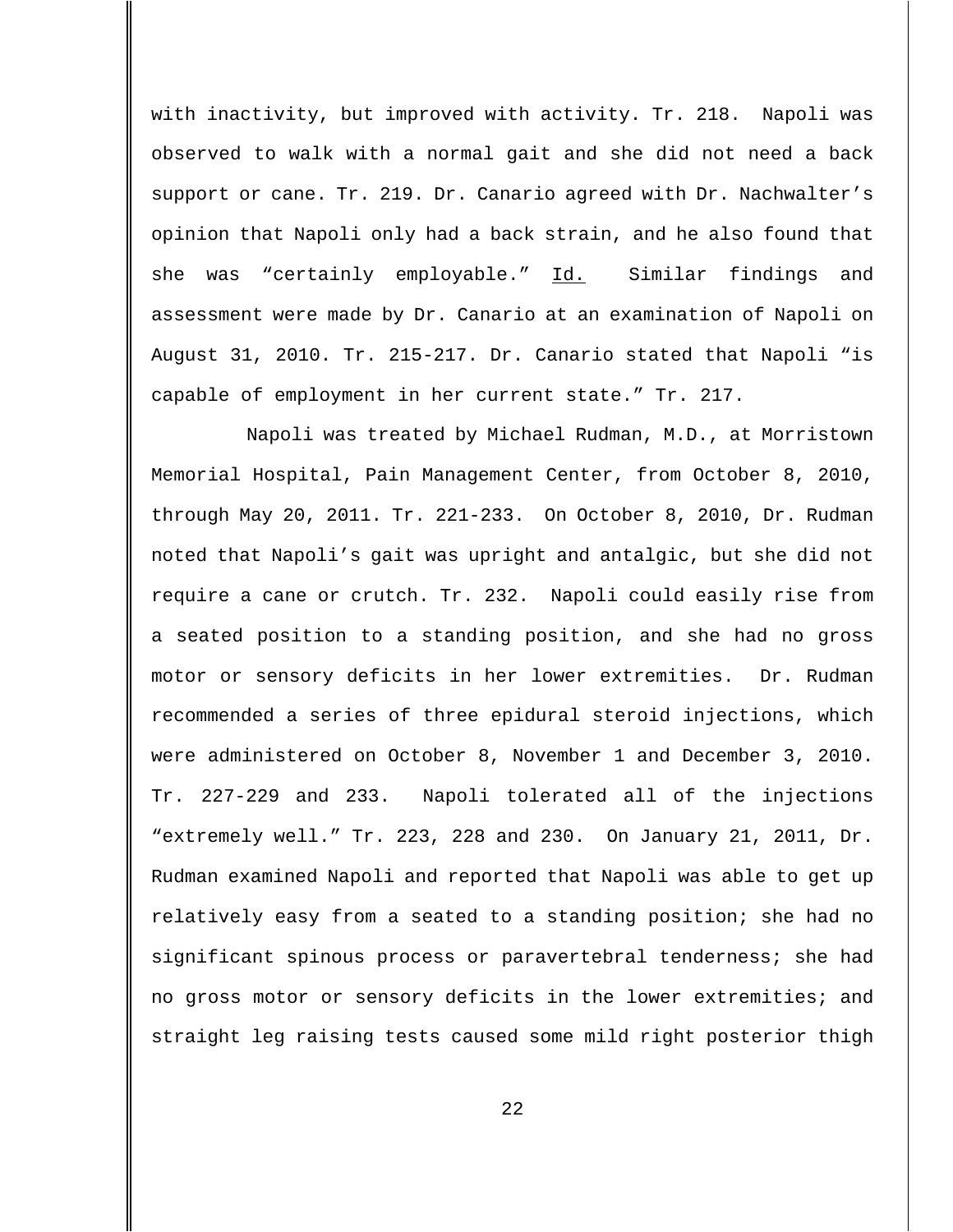with inactivity, but improved with activity. Tr. 218. Napoli was observed to walk with a normal gait and she did not need a back support or cane. Tr. 219. Dr. Canario agreed with Dr. Nachwalter's opinion that Napoli only had a back strain, and he also found that she was "certainly employable." Id. Similar findings and assessment were made by Dr. Canario at an examination of Napoli on August 31, 2010. Tr. 215-217. Dr. Canario stated that Napoli "is capable of employment in her current state." Tr. 217.

Napoli was treated by Michael Rudman, M.D., at Morristown Memorial Hospital, Pain Management Center, from October 8, 2010, through May 20, 2011. Tr. 221-233. On October 8, 2010, Dr. Rudman noted that Napoli's gait was upright and antalgic, but she did not require a cane or crutch. Tr. 232. Napoli could easily rise from a seated position to a standing position, and she had no gross motor or sensory deficits in her lower extremities. Dr. Rudman recommended a series of three epidural steroid injections, which were administered on October 8, November 1 and December 3, 2010. Tr. 227-229 and 233. Napoli tolerated all of the injections "extremely well." Tr. 223, 228 and 230. On January 21, 2011, Dr. Rudman examined Napoli and reported that Napoli was able to get up relatively easy from a seated to a standing position; she had no significant spinous process or paravertebral tenderness; she had no gross motor or sensory deficits in the lower extremities; and straight leg raising tests caused some mild right posterior thigh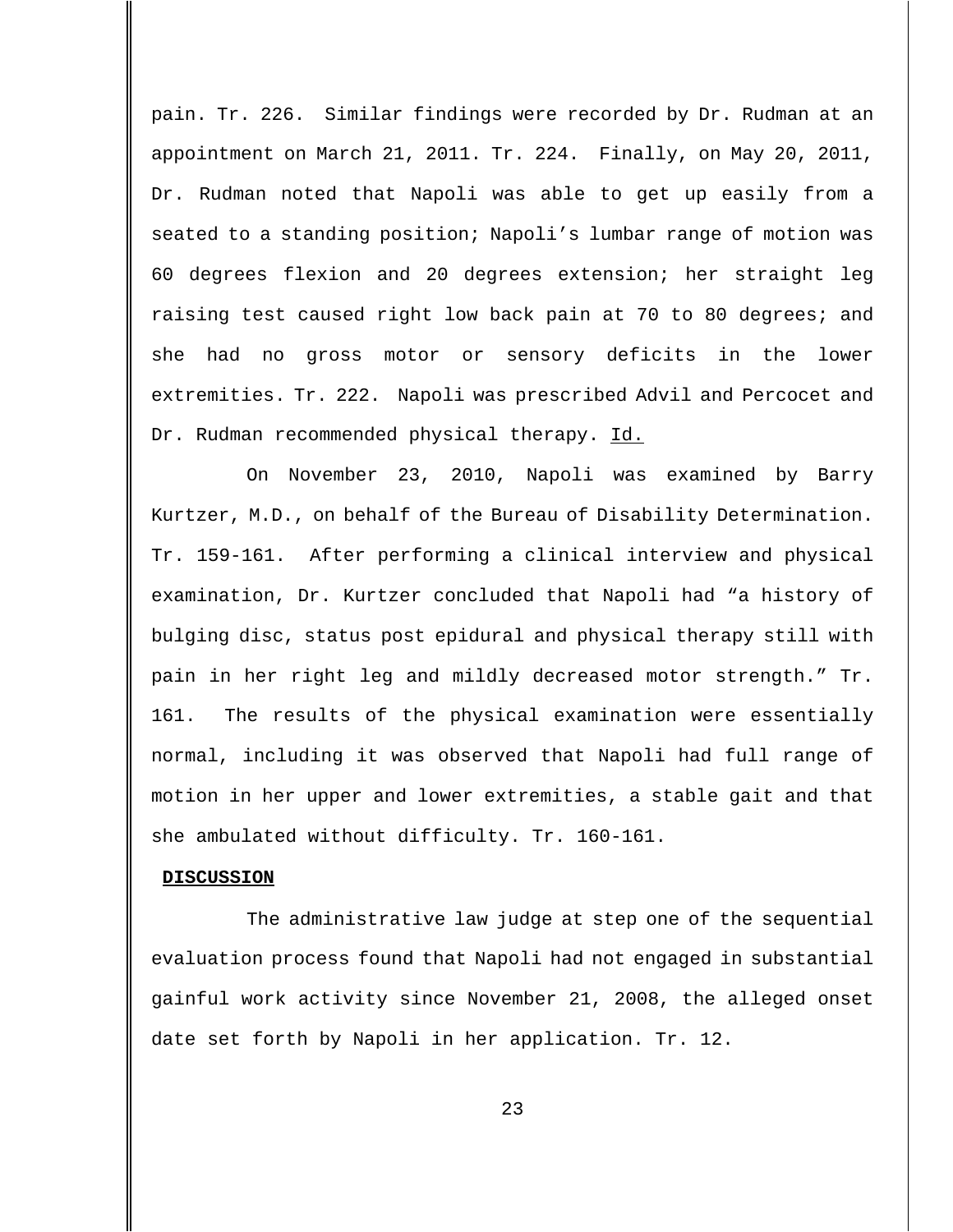pain. Tr. 226. Similar findings were recorded by Dr. Rudman at an appointment on March 21, 2011. Tr. 224. Finally, on May 20, 2011, Dr. Rudman noted that Napoli was able to get up easily from a seated to a standing position; Napoli's lumbar range of motion was 60 degrees flexion and 20 degrees extension; her straight leg raising test caused right low back pain at 70 to 80 degrees; and she had no gross motor or sensory deficits in the lower extremities. Tr. 222. Napoli was prescribed Advil and Percocet and Dr. Rudman recommended physical therapy. Id.

On November 23, 2010, Napoli was examined by Barry Kurtzer, M.D., on behalf of the Bureau of Disability Determination. Tr. 159-161. After performing a clinical interview and physical examination, Dr. Kurtzer concluded that Napoli had "a history of bulging disc, status post epidural and physical therapy still with pain in her right leg and mildly decreased motor strength." Tr. 161. The results of the physical examination were essentially normal, including it was observed that Napoli had full range of motion in her upper and lower extremities, a stable gait and that she ambulated without difficulty. Tr. 160-161.

**DISCUSSION**

The administrative law judge at step one of the sequential evaluation process found that Napoli had not engaged in substantial gainful work activity since November 21, 2008, the alleged onset date set forth by Napoli in her application. Tr. 12.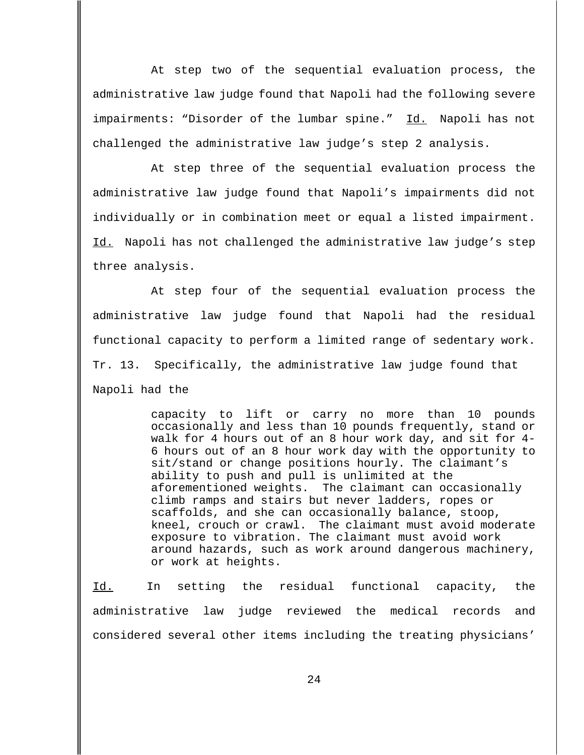At step two of the sequential evaluation process, the administrative law judge found that Napoli had the following severe impairments: "Disorder of the lumbar spine." Id. Napoli has not challenged the administrative law judge's step 2 analysis.

At step three of the sequential evaluation process the administrative law judge found that Napoli's impairments did not individually or in combination meet or equal a listed impairment. Id. Napoli has not challenged the administrative law judge's step three analysis.

At step four of the sequential evaluation process the administrative law judge found that Napoli had the residual functional capacity to perform a limited range of sedentary work. Tr. 13. Specifically, the administrative law judge found that Napoli had the

> capacity to lift or carry no more than 10 pounds occasionally and less than 10 pounds frequently, stand or walk for 4 hours out of an 8 hour work day, and sit for 4-6 hours out of an 8 hour work day with the opportunity to sit/stand or change positions hourly. The claimant's ability to push and pull is unlimited at the aforementioned weights. The claimant can occasionally climb ramps and stairs but never ladders, ropes or scaffolds, and she can occasionally balance, stoop, kneel, crouch or crawl. The claimant must avoid moderate exposure to vibration. The claimant must avoid work around hazards, such as work around dangerous machinery, or work at heights.

Id. In setting the residual functional capacity, the administrative law judge reviewed the medical records and considered several other items including the treating physicians'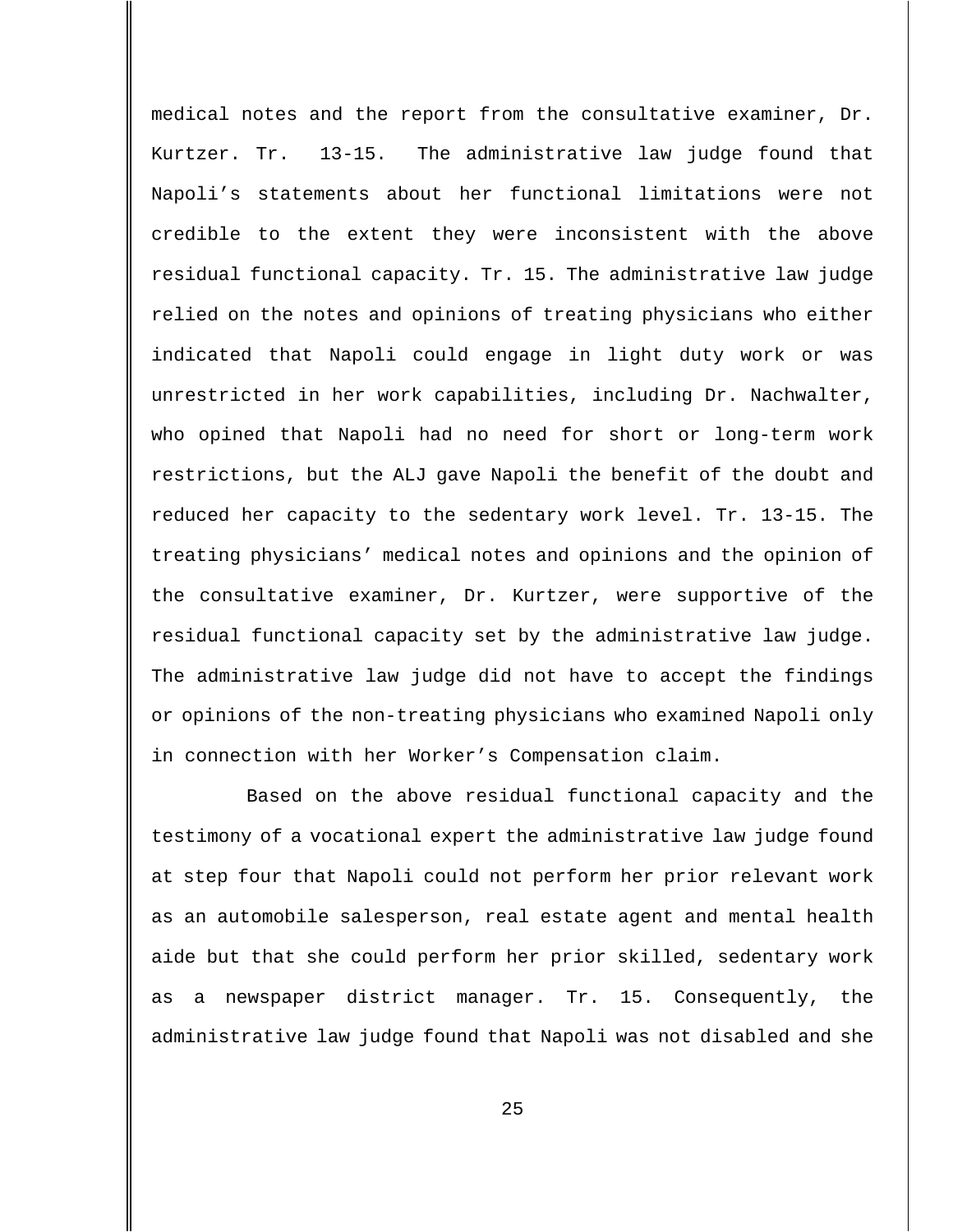medical notes and the report from the consultative examiner, Dr. Kurtzer. Tr. 13-15. The administrative law judge found that Napoli's statements about her functional limitations were not credible to the extent they were inconsistent with the above residual functional capacity. Tr. 15. The administrative law judge relied on the notes and opinions of treating physicians who either indicated that Napoli could engage in light duty work or was unrestricted in her work capabilities, including Dr. Nachwalter, who opined that Napoli had no need for short or long-term work restrictions, but the ALJ gave Napoli the benefit of the doubt and reduced her capacity to the sedentary work level. Tr. 13-15. The treating physicians' medical notes and opinions and the opinion of the consultative examiner, Dr. Kurtzer, were supportive of the residual functional capacity set by the administrative law judge. The administrative law judge did not have to accept the findings or opinions of the non-treating physicians who examined Napoli only in connection with her Worker's Compensation claim.

Based on the above residual functional capacity and the testimony of a vocational expert the administrative law judge found at step four that Napoli could not perform her prior relevant work as an automobile salesperson, real estate agent and mental health aide but that she could perform her prior skilled, sedentary work as a newspaper district manager. Tr. 15. Consequently, the administrative law judge found that Napoli was not disabled and she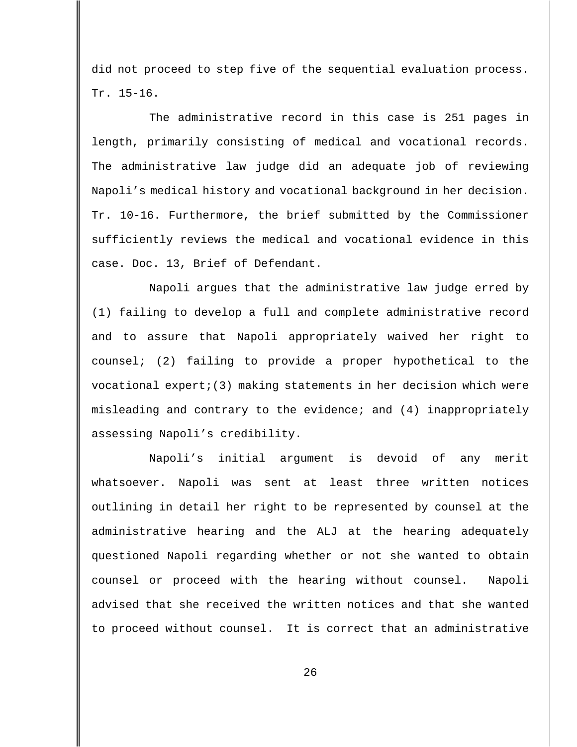did not proceed to step five of the sequential evaluation process. Tr. 15-16.

The administrative record in this case is 251 pages in length, primarily consisting of medical and vocational records. The administrative law judge did an adequate job of reviewing Napoli's medical history and vocational background in her decision. Tr. 10-16. Furthermore, the brief submitted by the Commissioner sufficiently reviews the medical and vocational evidence in this case. Doc. 13, Brief of Defendant.

Napoli argues that the administrative law judge erred by (1) failing to develop a full and complete administrative record and to assure that Napoli appropriately waived her right to counsel; (2) failing to provide a proper hypothetical to the vocational expert;(3) making statements in her decision which were misleading and contrary to the evidence; and (4) inappropriately assessing Napoli's credibility.

Napoli's initial argument is devoid of any merit whatsoever. Napoli was sent at least three written notices outlining in detail her right to be represented by counsel at the administrative hearing and the ALJ at the hearing adequately questioned Napoli regarding whether or not she wanted to obtain counsel or proceed with the hearing without counsel. Napoli advised that she received the written notices and that she wanted to proceed without counsel. It is correct that an administrative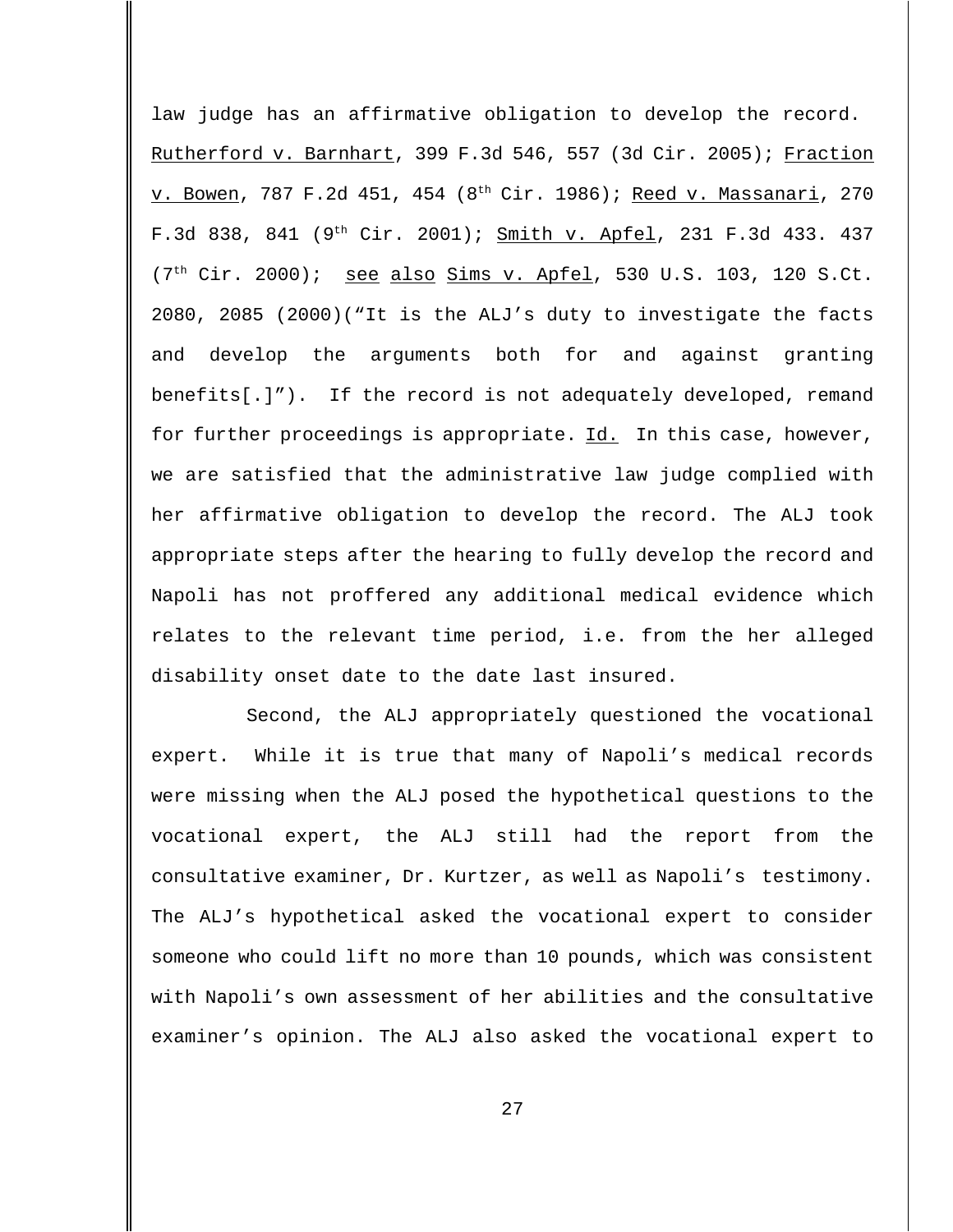law judge has an affirmative obligation to develop the record. Rutherford v. Barnhart, 399 F.3d 546, 557 (3d Cir. 2005); Fraction v. Bowen, 787 F.2d 451, 454 (8th Cir. 1986); Reed v. Massanari, 270 F.3d 838, 841 (9th Cir. 2001); Smith v. Apfel, 231 F.3d 433. 437 (7th Cir. 2000); see also Sims v. Apfel, 530 U.S. 103, 120 S.Ct. 2080, 2085 (2000)("It is the ALJ's duty to investigate the facts and develop the arguments both for and against granting benefits[.]"). If the record is not adequately developed, remand for further proceedings is appropriate. Id. In this case, however, we are satisfied that the administrative law judge complied with her affirmative obligation to develop the record. The ALJ took appropriate steps after the hearing to fully develop the record and Napoli has not proffered any additional medical evidence which relates to the relevant time period, i.e. from the her alleged disability onset date to the date last insured.

Second, the ALJ appropriately questioned the vocational expert. While it is true that many of Napoli's medical records were missing when the ALJ posed the hypothetical questions to the vocational expert, the ALJ still had the report from the consultative examiner, Dr. Kurtzer, as well as Napoli's testimony. The ALJ's hypothetical asked the vocational expert to consider someone who could lift no more than 10 pounds, which was consistent with Napoli's own assessment of her abilities and the consultative examiner's opinion. The ALJ also asked the vocational expert to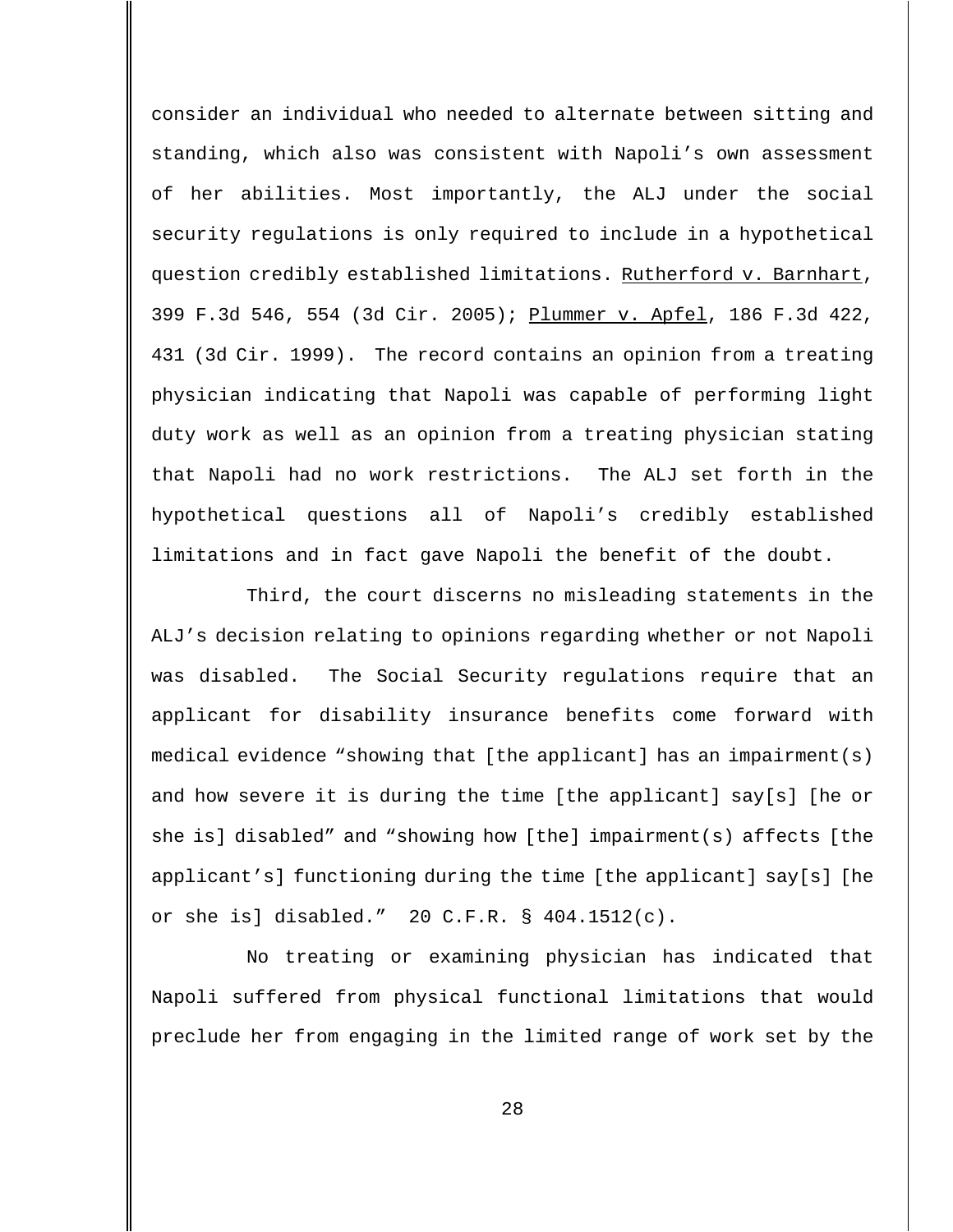consider an individual who needed to alternate between sitting and standing, which also was consistent with Napoli's own assessment of her abilities. Most importantly, the ALJ under the social security regulations is only required to include in a hypothetical question credibly established limitations. Rutherford v. Barnhart, 399 F.3d 546, 554 (3d Cir. 2005); Plummer v. Apfel, 186 F.3d 422, 431 (3d Cir. 1999). The record contains an opinion from a treating physician indicating that Napoli was capable of performing light duty work as well as an opinion from a treating physician stating that Napoli had no work restrictions. The ALJ set forth in the hypothetical questions all of Napoli's credibly established limitations and in fact gave Napoli the benefit of the doubt.

Third, the court discerns no misleading statements in the ALJ's decision relating to opinions regarding whether or not Napoli was disabled. The Social Security regulations require that an applicant for disability insurance benefits come forward with medical evidence "showing that [the applicant] has an impairment(s) and how severe it is during the time [the applicant] say[s] [he or she is] disabled" and "showing how [the] impairment(s) affects [the applicant's] functioning during the time [the applicant] say[s] [he or she is] disabled." 20 C.F.R. § 404.1512(c).

No treating or examining physician has indicated that Napoli suffered from physical functional limitations that would preclude her from engaging in the limited range of work set by the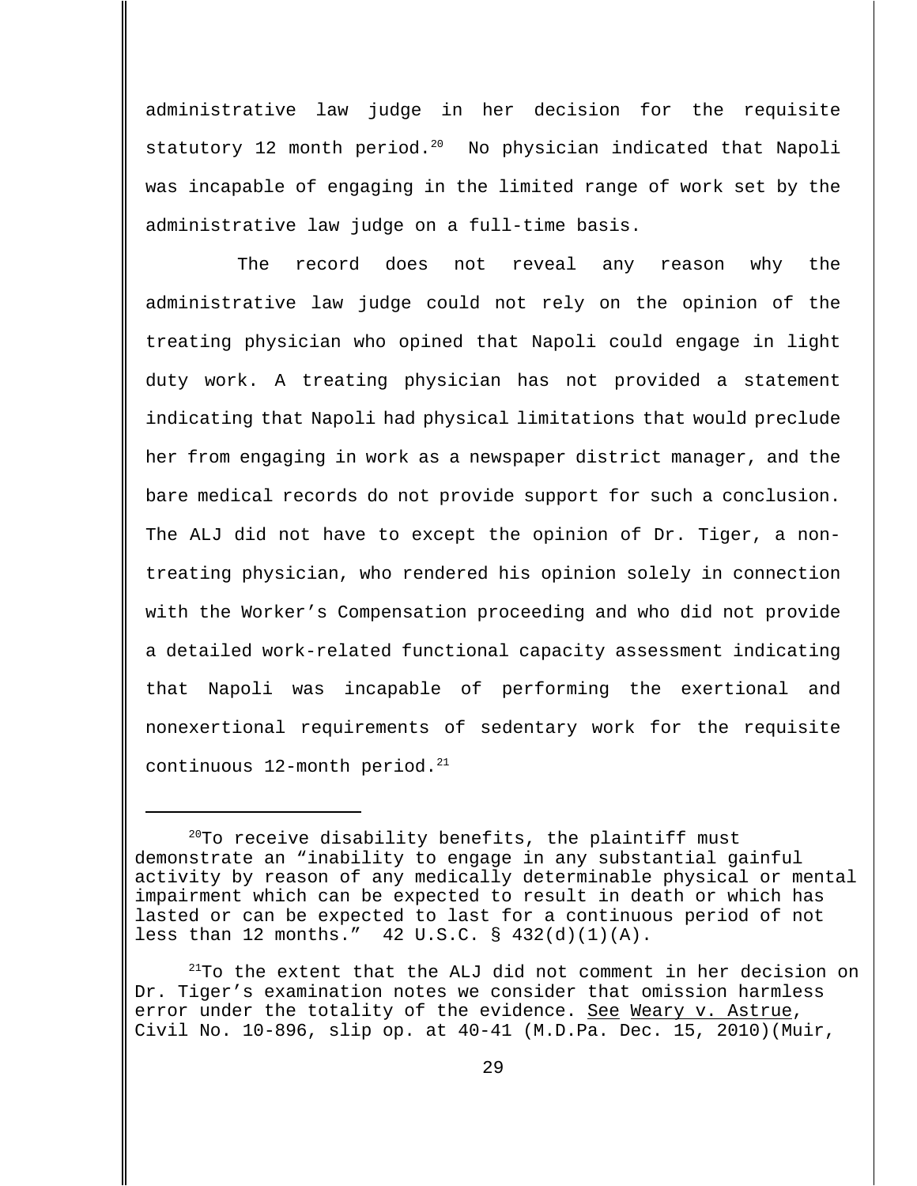administrative law judge in her decision for the requisite statutory 12 month period.[20] No physician indicated that Napoli was incapable of engaging in the limited range of work set by the administrative law judge on a full-time basis.

The record does not reveal any reason why the administrative law judge could not rely on the opinion of the treating physician who opined that Napoli could engage in light duty work. A treating physician has not provided a statement indicating that Napoli had physical limitations that would preclude her from engaging in work as a newspaper district manager, and the bare medical records do not provide support for such a conclusion. The ALJ did not have to except the opinion of Dr. Tiger, a non-treating physician, who rendered his opinion solely in connection with the Worker's Compensation proceeding and who did not provide a detailed work-related functional capacity assessment indicating that Napoli was incapable of performing the exertional and nonexertional requirements of sedentary work for the requisite continuous 12-month period.[21]

---

[20] To receive disability benefits, the plaintiff must demonstrate an "inability to engage in any substantial gainful activity by reason of any medically determinable physical or mental impairment which can be expected to result in death or which has lasted or can be expected to last for a continuous period of not less than 12 months." 42 U.S.C. § 432(d)(1)(A).

[21] To the extent that the ALJ did not comment in her decision on Dr. Tiger's examination notes we consider that omission harmless error under the totality of the evidence. See Weary v. Astrue, Civil No. 10-896, slip op. at 40-41 (M.D.Pa. Dec. 15, 2010)(Muir,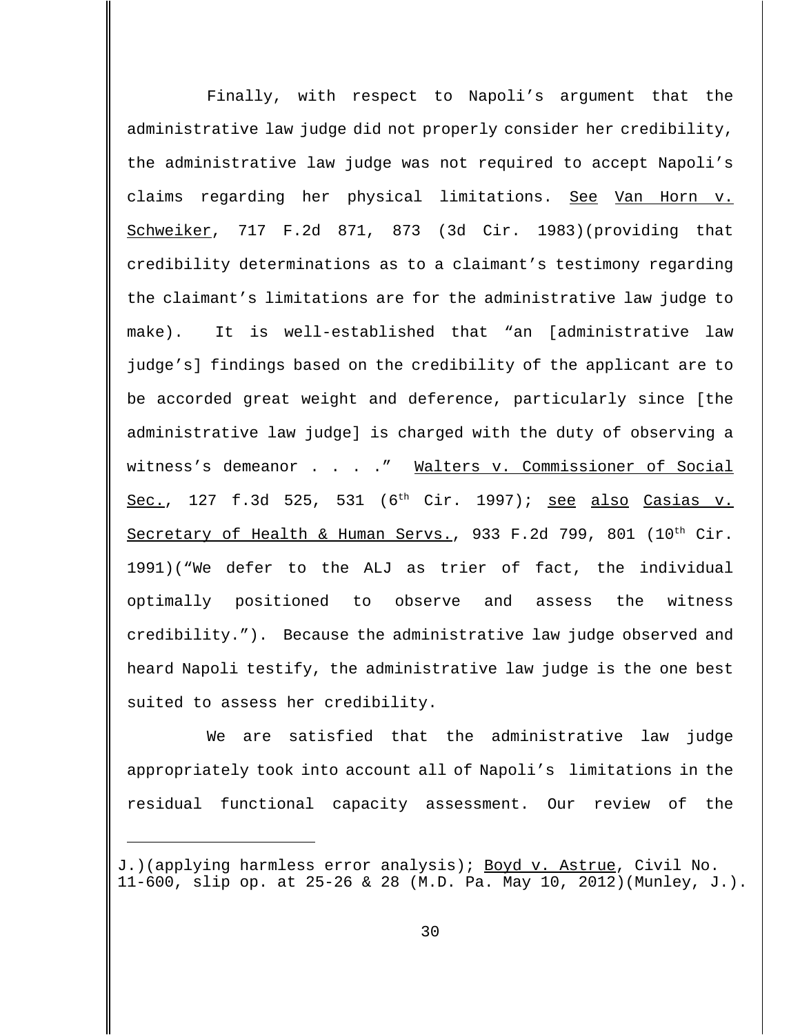Finally, with respect to Napoli's argument that the administrative law judge did not properly consider her credibility, the administrative law judge was not required to accept Napoli's claims regarding her physical limitations. See Van Horn v. Schweiker, 717 F.2d 871, 873 (3d Cir. 1983)(providing that credibility determinations as to a claimant's testimony regarding the claimant's limitations are for the administrative law judge to make). It is well-established that "an [administrative law judge's] findings based on the credibility of the applicant are to be accorded great weight and deference, particularly since [the administrative law judge] is charged with the duty of observing a witness's demeanor . . . ." Walters v. Commissioner of Social Sec., 127 f.3d 525, 531 (6th Cir. 1997); see also Casias v. Secretary of Health & Human Servs., 933 F.2d 799, 801 (10th Cir. 1991)("We defer to the ALJ as trier of fact, the individual optimally positioned to observe and assess the witness credibility."). Because the administrative law judge observed and heard Napoli testify, the administrative law judge is the one best suited to assess her credibility.

We are satisfied that the administrative law judge appropriately took into account all of Napoli's limitations in the residual functional capacity assessment. Our review of the

---

J.)(applying harmless error analysis); Boyd v. Astrue, Civil No. 11-600, slip op. at 25-26 & 28 (M.D. Pa. May 10, 2012)(Munley, J.).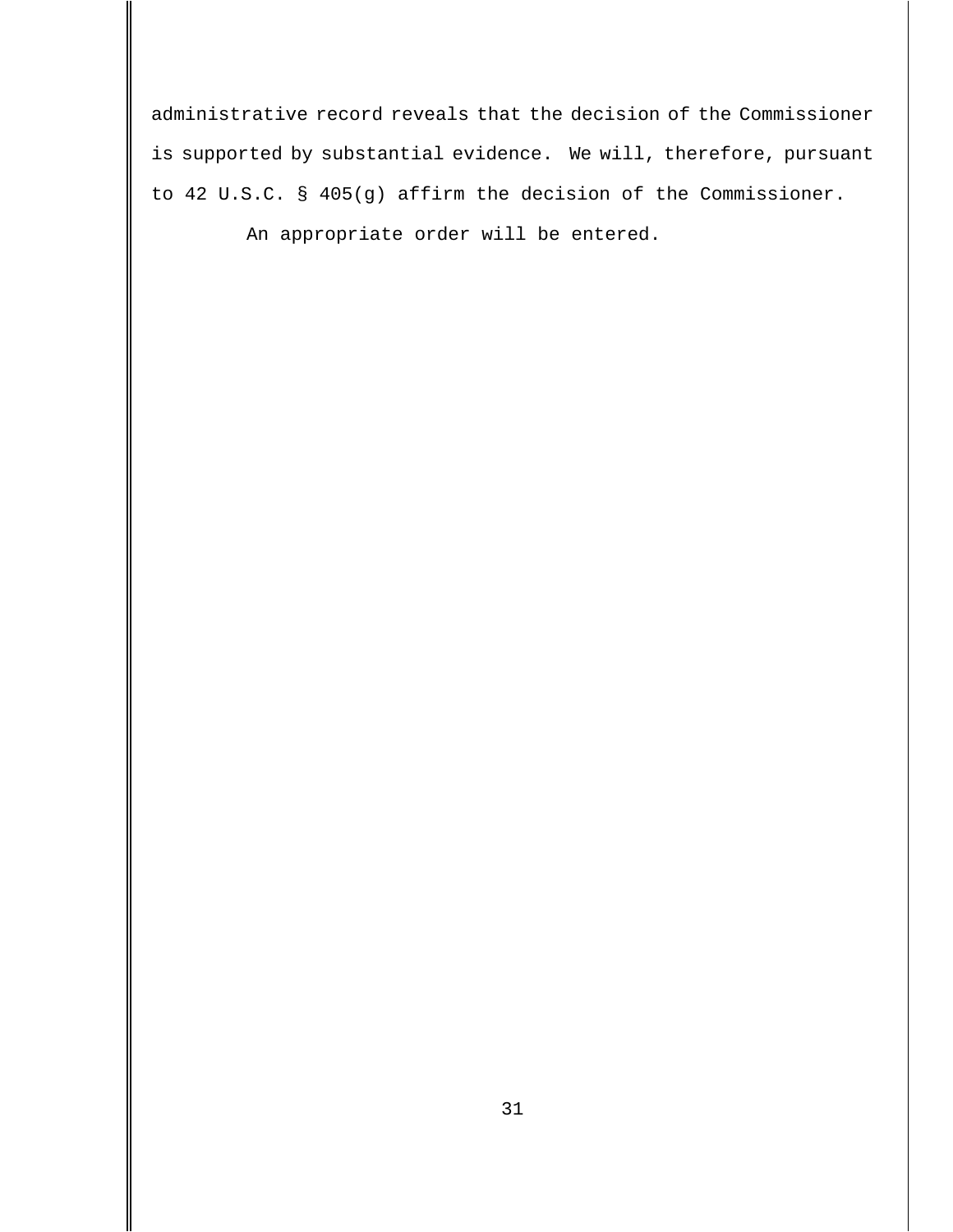administrative record reveals that the decision of the Commissioner is supported by substantial evidence. We will, therefore, pursuant to 42 U.S.C. § 405(g) affirm the decision of the Commissioner.

An appropriate order will be entered.